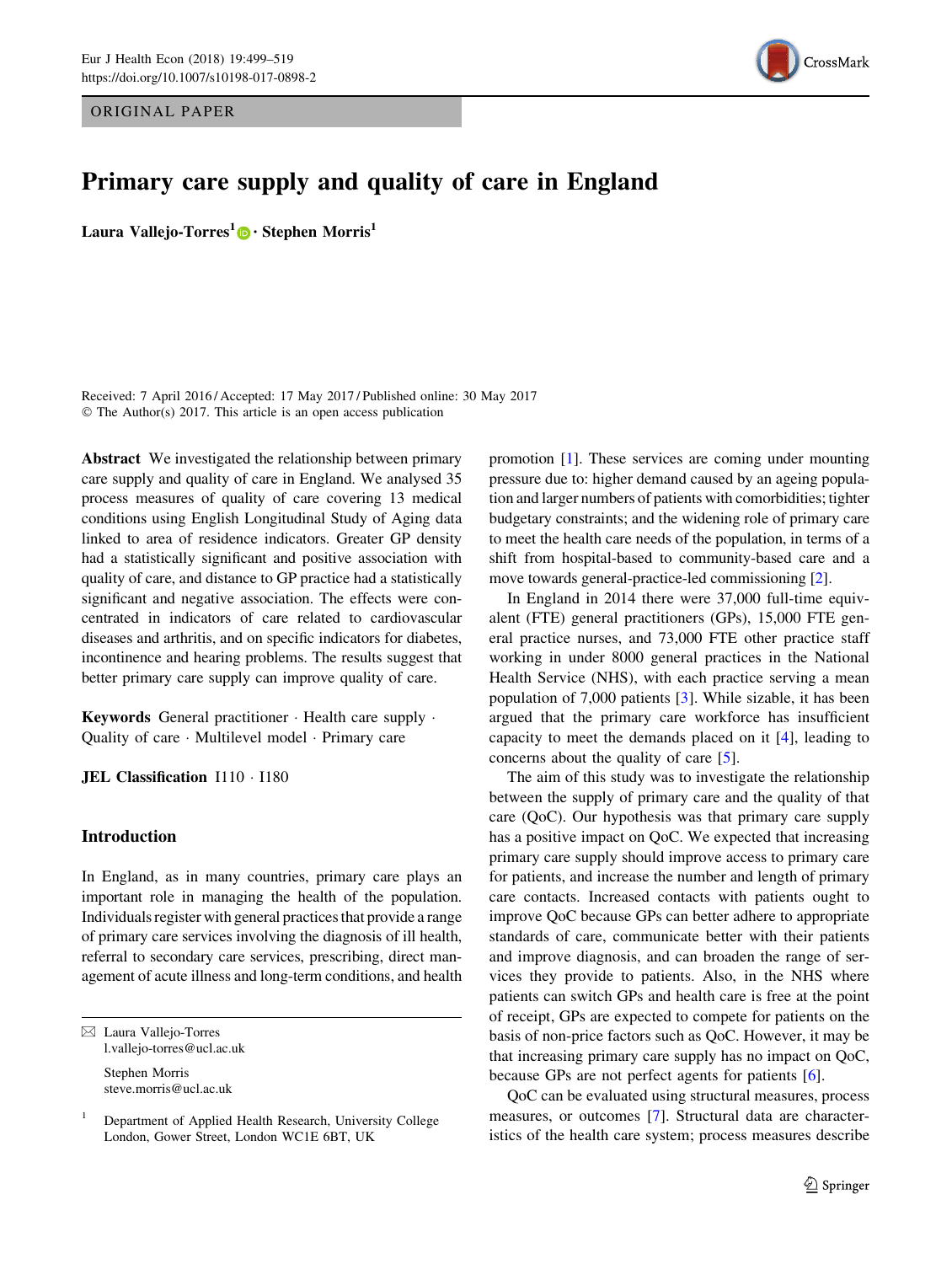ORIGINAL PAPER

# Primary care supply and quality of care in England

**Laura Vallejo-Torres[1] · Stephen Morris[1]**

Received: 7 April 2016 / Accepted: 17 May 2017 / Published online: 30 May 2017
© The Author(s) 2017. This article is an open access publication

**Abstract** We investigated the relationship between primary care supply and quality of care in England. We analysed 35 process measures of quality of care covering 13 medical conditions using English Longitudinal Study of Aging data linked to area of residence indicators. Greater GP density had a statistically significant and positive association with quality of care, and distance to GP practice had a statistically significant and negative association. The effects were concentrated in indicators of care related to cardiovascular diseases and arthritis, and on specific indicators for diabetes, incontinence and hearing problems. The results suggest that better primary care supply can improve quality of care.

**Keywords** General practitioner · Health care supply · Quality of care · Multilevel model · Primary care

**JEL Classification** I110 · I180

## Introduction

In England, as in many countries, primary care plays an important role in managing the health of the population. Individuals register with general practices that provide a range of primary care services involving the diagnosis of ill health, referral to secondary care services, prescribing, direct management of acute illness and long-term conditions, and health promotion [1]. These services are coming under mounting pressure due to: higher demand caused by an ageing population and larger numbers of patients with comorbidities; tighter budgetary constraints; and the widening role of primary care to meet the health care needs of the population, in terms of a shift from hospital-based to community-based care and a move towards general-practice-led commissioning [2].

In England in 2014 there were 37,000 full-time equivalent (FTE) general practitioners (GPs), 15,000 FTE general practice nurses, and 73,000 FTE other practice staff working in under 8000 general practices in the National Health Service (NHS), with each practice serving a mean population of 7,000 patients [3]. While sizable, it has been argued that the primary care workforce has insufficient capacity to meet the demands placed on it [4], leading to concerns about the quality of care [5].

The aim of this study was to investigate the relationship between the supply of primary care and the quality of that care (QoC). Our hypothesis was that primary care supply has a positive impact on QoC. We expected that increasing primary care supply should improve access to primary care for patients, and increase the number and length of primary care contacts. Increased contacts with patients ought to improve QoC because GPs can better adhere to appropriate standards of care, communicate better with their patients and improve diagnosis, and can broaden the range of services they provide to patients. Also, in the NHS where patients can switch GPs and health care is free at the point of receipt, GPs are expected to compete for patients on the basis of non-price factors such as QoC. However, it may be that increasing primary care supply has no impact on QoC, because GPs are not perfect agents for patients [6].

QoC can be evaluated using structural measures, process measures, or outcomes [7]. Structural data are characteristics of the health care system; process measures describe

---

✉ Laura Vallejo-Torres
l.vallejo-torres@ucl.ac.uk

Stephen Morris
steve.morris@ucl.ac.uk

[1] Department of Applied Health Research, University College London, Gower Street, London WC1E 6BT, UK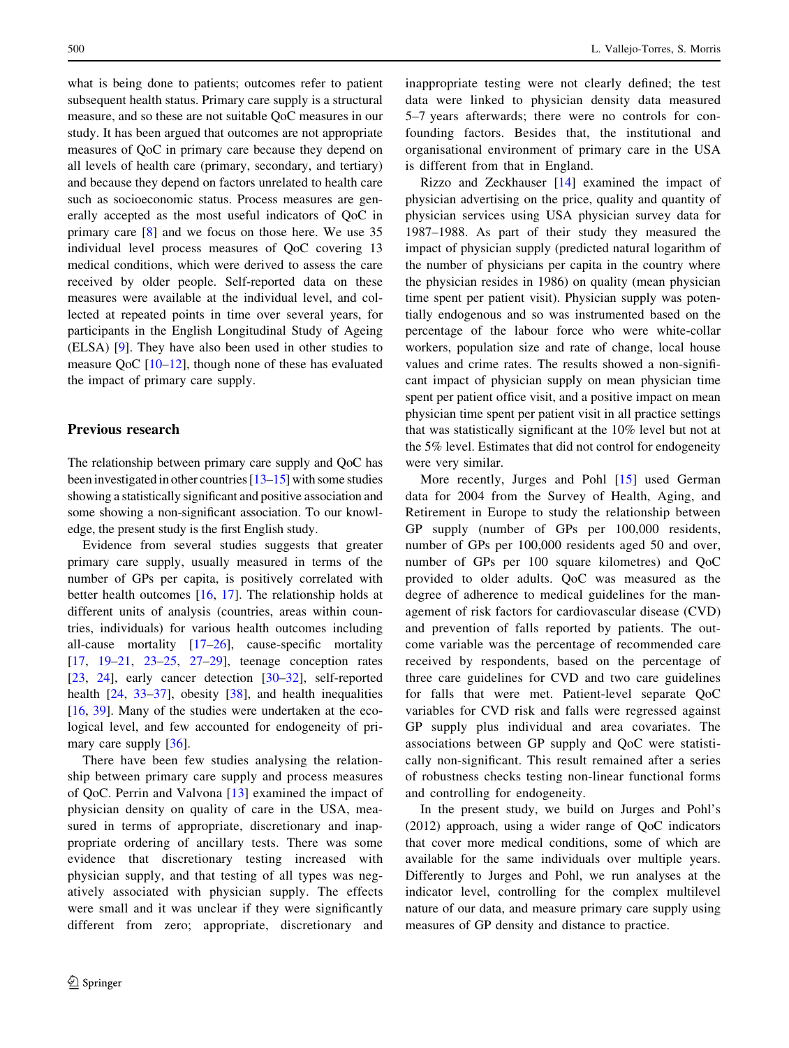what is being done to patients; outcomes refer to patient subsequent health status. Primary care supply is a structural measure, and so these are not suitable QoC measures in our study. It has been argued that outcomes are not appropriate measures of QoC in primary care because they depend on all levels of health care (primary, secondary, and tertiary) and because they depend on factors unrelated to health care such as socioeconomic status. Process measures are generally accepted as the most useful indicators of QoC in primary care [8] and we focus on those here. We use 35 individual level process measures of QoC covering 13 medical conditions, which were derived to assess the care received by older people. Self-reported data on these measures were available at the individual level, and collected at repeated points in time over several years, for participants in the English Longitudinal Study of Ageing (ELSA) [9]. They have also been used in other studies to measure QoC [10–12], though none of these has evaluated the impact of primary care supply.

## Previous research

The relationship between primary care supply and QoC has been investigated in other countries [13–15] with some studies showing a statistically significant and positive association and some showing a non-significant association. To our knowledge, the present study is the first English study.

Evidence from several studies suggests that greater primary care supply, usually measured in terms of the number of GPs per capita, is positively correlated with better health outcomes [16, 17]. The relationship holds at different units of analysis (countries, areas within countries, individuals) for various health outcomes including all-cause mortality [17–26], cause-specific mortality [17, 19–21, 23–25, 27–29], teenage conception rates [23, 24], early cancer detection [30–32], self-reported health [24, 33–37], obesity [38], and health inequalities [16, 39]. Many of the studies were undertaken at the ecological level, and few accounted for endogeneity of primary care supply [36].

There have been few studies analysing the relationship between primary care supply and process measures of QoC. Perrin and Valvona [13] examined the impact of physician density on quality of care in the USA, measured in terms of appropriate, discretionary and inappropriate ordering of ancillary tests. There was some evidence that discretionary testing increased with physician supply, and that testing of all types was negatively associated with physician supply. The effects were small and it was unclear if they were significantly different from zero; appropriate, discretionary and inappropriate testing were not clearly defined; the test data were linked to physician density data measured 5–7 years afterwards; there were no controls for confounding factors. Besides that, the institutional and organisational environment of primary care in the USA is different from that in England.

Rizzo and Zeckhauser [14] examined the impact of physician advertising on the price, quality and quantity of physician services using USA physician survey data for 1987–1988. As part of their study they measured the impact of physician supply (predicted natural logarithm of the number of physicians per capita in the country where the physician resides in 1986) on quality (mean physician time spent per patient visit). Physician supply was potentially endogenous and so was instrumented based on the percentage of the labour force who were white-collar workers, population size and rate of change, local house values and crime rates. The results showed a non-significant impact of physician supply on mean physician time spent per patient office visit, and a positive impact on mean physician time spent per patient visit in all practice settings that was statistically significant at the 10% level but not at the 5% level. Estimates that did not control for endogeneity were very similar.

More recently, Jurges and Pohl [15] used German data for 2004 from the Survey of Health, Aging, and Retirement in Europe to study the relationship between GP supply (number of GPs per 100,000 residents, number of GPs per 100,000 residents aged 50 and over, number of GPs per 100 square kilometres) and QoC provided to older adults. QoC was measured as the degree of adherence to medical guidelines for the management of risk factors for cardiovascular disease (CVD) and prevention of falls reported by patients. The outcome variable was the percentage of recommended care received by respondents, based on the percentage of three care guidelines for CVD and two care guidelines for falls that were met. Patient-level separate QoC variables for CVD risk and falls were regressed against GP supply plus individual and area covariates. The associations between GP supply and QoC were statistically non-significant. This result remained after a series of robustness checks testing non-linear functional forms and controlling for endogeneity.

In the present study, we build on Jurges and Pohl's (2012) approach, using a wider range of QoC indicators that cover more medical conditions, some of which are available for the same individuals over multiple years. Differently to Jurges and Pohl, we run analyses at the indicator level, controlling for the complex multilevel nature of our data, and measure primary care supply using measures of GP density and distance to practice.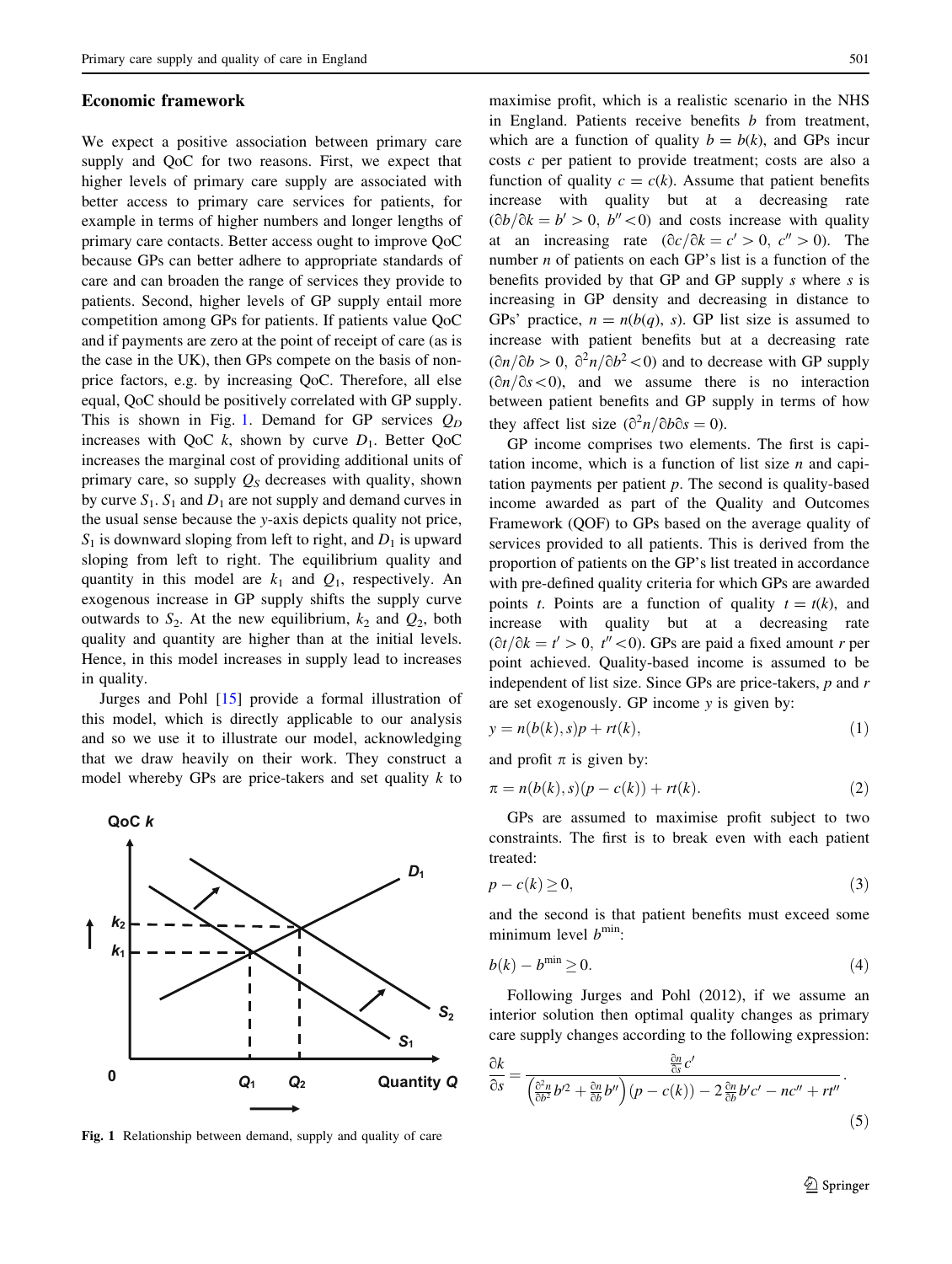## Economic framework

We expect a positive association between primary care supply and QoC for two reasons. First, we expect that higher levels of primary care supply are associated with better access to primary care services for patients, for example in terms of higher numbers and longer lengths of primary care contacts. Better access ought to improve QoC because GPs can better adhere to appropriate standards of care and can broaden the range of services they provide to patients. Second, higher levels of GP supply entail more competition among GPs for patients. If patients value QoC and if payments are zero at the point of receipt of care (as is the case in the UK), then GPs compete on the basis of non-price factors, e.g. by increasing QoC. Therefore, all else equal, QoC should be positively correlated with GP supply. This is shown in Fig. 1. Demand for GP services $Q_D$ increases with QoC $k$, shown by curve $D_1$. Better QoC increases the marginal cost of providing additional units of primary care, so supply $Q_S$ decreases with quality, shown by curve $S_1$. $S_1$ and $D_1$ are not supply and demand curves in the usual sense because the y-axis depicts quality not price, $S_1$ is downward sloping from left to right, and $D_1$ is upward sloping from left to right. The equilibrium quality and quantity in this model are $k_1$ and $Q_1$, respectively. An exogenous increase in GP supply shifts the supply curve outwards to $S_2$. At the new equilibrium, $k_2$ and $Q_2$, both quality and quantity are higher than at the initial levels. Hence, in this model increases in supply lead to increases in quality.

Jurges and Pohl [15] provide a formal illustration of this model, which is directly applicable to our analysis and so we use it to illustrate our model, acknowledging that we draw heavily on their work. They construct a model whereby GPs are price-takers and set quality $k$ to maximise profit, which is a realistic scenario in the NHS in England. Patients receive benefits $b$ from treatment, which are a function of quality $b = b(k)$, and GPs incur costs $c$ per patient to provide treatment; costs are also a function of quality $c = c(k)$. Assume that patient benefits increase with quality but at a decreasing rate ($\partial b/\partial k = b' > 0,\ b'' < 0$) and costs increase with quality at an increasing rate ($\partial c/\partial k = c' > 0,\ c'' > 0$). The number $n$ of patients on each GP's list is a function of the benefits provided by that GP and GP supply $s$ where $s$ is increasing in GP density and decreasing in distance to GPs' practice, $n = n(b(q), s)$. GP list size is assumed to increase with patient benefits but at a decreasing rate ($\partial n/\partial b > 0,\ \partial^2 n/\partial b^2 < 0$) and to decrease with GP supply ($\partial n/\partial s < 0$), and we assume there is no interaction between patient benefits and GP supply in terms of how they affect list size ($\partial^2 n/\partial b \partial s = 0$).

GP income comprises two elements. The first is capitation income, which is a function of list size $n$ and capitation payments per patient $p$. The second is quality-based income awarded as part of the Quality and Outcomes Framework (QOF) to GPs based on the average quality of services provided to all patients. This is derived from the proportion of patients on the GP's list treated in accordance with pre-defined quality criteria for which GPs are awarded points $t$. Points are a function of quality $t = t(k)$, and increase with quality but at a decreasing rate ($\partial t/\partial k = t' > 0,\ t'' < 0$). GPs are paid a fixed amount $r$ per point achieved. Quality-based income is assumed to be independent of list size. Since GPs are price-takers, $p$ and $r$ are set exogenously. GP income $y$ is given by:

$$y = n(b(k), s)p + rt(k), \tag{1}$$

and profit $\pi$ is given by:

$$\pi = n(b(k), s)(p - c(k)) + rt(k). \tag{2}$$

GPs are assumed to maximise profit subject to two constraints. The first is to break even with each patient treated:

$$p - c(k) \geq 0, \tag{3}$$

and the second is that patient benefits must exceed some minimum level $b^{\min}$:

$$b(k) - b^{\min} \geq 0. \tag{4}$$

Following Jurges and Pohl (2012), if we assume an interior solution then optimal quality changes as primary care supply changes according to the following expression:

$$\frac{\partial k}{\partial s} = \frac{\frac{\partial n}{\partial s} c'}{\left(\frac{\partial^2 n}{\partial b^2} b'^2 + \frac{\partial n}{\partial b} b''\right)(p - c(k)) - 2\frac{\partial n}{\partial b} b' c' - nc'' + rt''}. \tag{5}$$

Fig. 1 Relationship between demand, supply and quality of care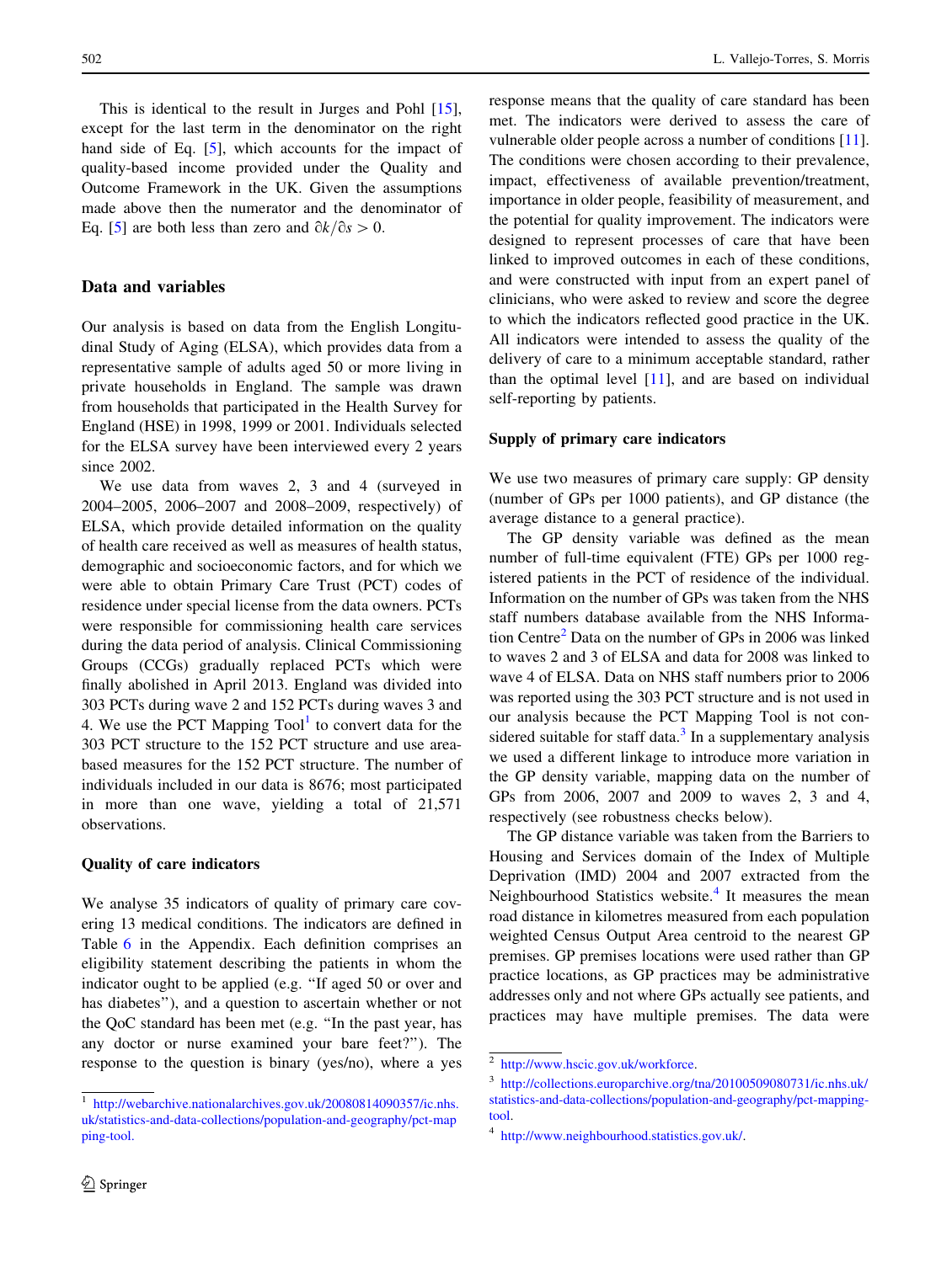This is identical to the result in Jurges and Pohl [15], except for the last term in the denominator on the right hand side of Eq. [5], which accounts for the impact of quality-based income provided under the Quality and Outcome Framework in the UK. Given the assumptions made above then the numerator and the denominator of Eq. [5] are both less than zero and $\partial k / \partial s > 0$.

## Data and variables

Our analysis is based on data from the English Longitudinal Study of Aging (ELSA), which provides data from a representative sample of adults aged 50 or more living in private households in England. The sample was drawn from households that participated in the Health Survey for England (HSE) in 1998, 1999 or 2001. Individuals selected for the ELSA survey have been interviewed every 2 years since 2002.

We use data from waves 2, 3 and 4 (surveyed in 2004–2005, 2006–2007 and 2008–2009, respectively) of ELSA, which provide detailed information on the quality of health care received as well as measures of health status, demographic and socioeconomic factors, and for which we were able to obtain Primary Care Trust (PCT) codes of residence under special license from the data owners. PCTs were responsible for commissioning health care services during the data period of analysis. Clinical Commissioning Groups (CCGs) gradually replaced PCTs which were finally abolished in April 2013. England was divided into 303 PCTs during wave 2 and 152 PCTs during waves 3 and 4. We use the PCT Mapping Tool[1] to convert data for the 303 PCT structure to the 152 PCT structure and use area-based measures for the 152 PCT structure. The number of individuals included in our data is 8676; most participated in more than one wave, yielding a total of 21,571 observations.

### Quality of care indicators

We analyse 35 indicators of quality of primary care covering 13 medical conditions. The indicators are defined in Table 6 in the Appendix. Each definition comprises an eligibility statement describing the patients in whom the indicator ought to be applied (e.g. "If aged 50 or over and has diabetes"), and a question to ascertain whether or not the QoC standard has been met (e.g. "In the past year, has any doctor or nurse examined your bare feet?"). The response to the question is binary (yes/no), where a yes response means that the quality of care standard has been met. The indicators were derived to assess the care of vulnerable older people across a number of conditions [11]. The conditions were chosen according to their prevalence, impact, effectiveness of available prevention/treatment, importance in older people, feasibility of measurement, and the potential for quality improvement. The indicators were designed to represent processes of care that have been linked to improved outcomes in each of these conditions, and were constructed with input from an expert panel of clinicians, who were asked to review and score the degree to which the indicators reflected good practice in the UK. All indicators were intended to assess the quality of the delivery of care to a minimum acceptable standard, rather than the optimal level [11], and are based on individual self-reporting by patients.

### Supply of primary care indicators

We use two measures of primary care supply: GP density (number of GPs per 1000 patients), and GP distance (the average distance to a general practice).

The GP density variable was defined as the mean number of full-time equivalent (FTE) GPs per 1000 registered patients in the PCT of residence of the individual. Information on the number of GPs was taken from the NHS staff numbers database available from the NHS Information Centre[2] Data on the number of GPs in 2006 was linked to waves 2 and 3 of ELSA and data for 2008 was linked to wave 4 of ELSA. Data on NHS staff numbers prior to 2006 was reported using the 303 PCT structure and is not used in our analysis because the PCT Mapping Tool is not considered suitable for staff data.[3] In a supplementary analysis we used a different linkage to introduce more variation in the GP density variable, mapping data on the number of GPs from 2006, 2007 and 2009 to waves 2, 3 and 4, respectively (see robustness checks below).

The GP distance variable was taken from the Barriers to Housing and Services domain of the Index of Multiple Deprivation (IMD) 2004 and 2007 extracted from the Neighbourhood Statistics website.[4] It measures the mean road distance in kilometres measured from each population weighted Census Output Area centroid to the nearest GP premises. GP premises locations were used rather than GP practice locations, as GP practices may be administrative addresses only and not where GPs actually see patients, and practices may have multiple premises. The data were

---

[1] http://webarchive.nationalarchives.gov.uk/20080814090357/ic.nhs.uk/statistics-and-data-collections/population-and-geography/pct-mapping-tool.

[2] http://www.hscic.gov.uk/workforce.

[3] http://collections.europarchive.org/tna/20100509080731/ic.nhs.uk/statistics-and-data-collections/population-and-geography/pct-mapping-tool.

[4] http://www.neighbourhood.statistics.gov.uk/.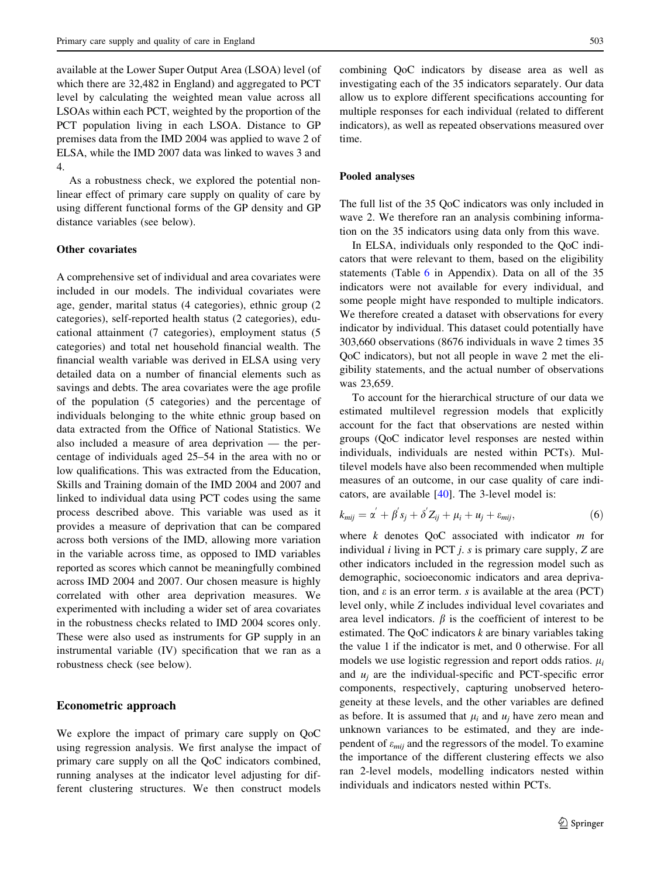available at the Lower Super Output Area (LSOA) level (of which there are 32,482 in England) and aggregated to PCT level by calculating the weighted mean value across all LSOAs within each PCT, weighted by the proportion of the PCT population living in each LSOA. Distance to GP premises data from the IMD 2004 was applied to wave 2 of ELSA, while the IMD 2007 data was linked to waves 3 and 4.

As a robustness check, we explored the potential non-linear effect of primary care supply on quality of care by using different functional forms of the GP density and GP distance variables (see below).

### Other covariates

A comprehensive set of individual and area covariates were included in our models. The individual covariates were age, gender, marital status (4 categories), ethnic group (2 categories), self-reported health status (2 categories), educational attainment (7 categories), employment status (5 categories) and total net household financial wealth. The financial wealth variable was derived in ELSA using very detailed data on a number of financial elements such as savings and debts. The area covariates were the age profile of the population (5 categories) and the percentage of individuals belonging to the white ethnic group based on data extracted from the Office of National Statistics. We also included a measure of area deprivation — the percentage of individuals aged 25–54 in the area with no or low qualifications. This was extracted from the Education, Skills and Training domain of the IMD 2004 and 2007 and linked to individual data using PCT codes using the same process described above. This variable was used as it provides a measure of deprivation that can be compared across both versions of the IMD, allowing more variation in the variable across time, as opposed to IMD variables reported as scores which cannot be meaningfully combined across IMD 2004 and 2007. Our chosen measure is highly correlated with other area deprivation measures. We experimented with including a wider set of area covariates in the robustness checks related to IMD 2004 scores only. These were also used as instruments for GP supply in an instrumental variable (IV) specification that we ran as a robustness check (see below).

## Econometric approach

We explore the impact of primary care supply on QoC using regression analysis. We first analyse the impact of primary care supply on all the QoC indicators combined, running analyses at the indicator level adjusting for different clustering structures. We then construct models combining QoC indicators by disease area as well as investigating each of the 35 indicators separately. Our data allow us to explore different specifications accounting for multiple responses for each individual (related to different indicators), as well as repeated observations measured over time.

### Pooled analyses

The full list of the 35 QoC indicators was only included in wave 2. We therefore ran an analysis combining information on the 35 indicators using data only from this wave.

In ELSA, individuals only responded to the QoC indicators that were relevant to them, based on the eligibility statements (Table 6 in Appendix). Data on all of the 35 indicators were not available for every individual, and some people might have responded to multiple indicators. We therefore created a dataset with observations for every indicator by individual. This dataset could potentially have 303,660 observations (8676 individuals in wave 2 times 35 QoC indicators), but not all people in wave 2 met the eligibility statements, and the actual number of observations was 23,659.

To account for the hierarchical structure of our data we estimated multilevel regression models that explicitly account for the fact that observations are nested within groups (QoC indicator level responses are nested within individuals, individuals are nested within PCTs). Multilevel models have also been recommended when multiple measures of an outcome, in our case quality of care indicators, are available [40]. The 3-level model is:

$$k_{mij} = \alpha' + \beta' s_j + \delta' Z_{ij} + \mu_i + u_j + \varepsilon_{mij}, \tag{6}$$

where $k$ denotes QoC associated with indicator $m$ for individual $i$ living in PCT $j$. $s$ is primary care supply, $Z$ are other indicators included in the regression model such as demographic, socioeconomic indicators and area deprivation, and $\varepsilon$ is an error term. $s$ is available at the area (PCT) level only, while $Z$ includes individual level covariates and area level indicators. $\beta$ is the coefficient of interest to be estimated. The QoC indicators $k$ are binary variables taking the value 1 if the indicator is met, and 0 otherwise. For all models we use logistic regression and report odds ratios. $\mu_i$ and $u_j$ are the individual-specific and PCT-specific error components, respectively, capturing unobserved heterogeneity at these levels, and the other variables are defined as before. It is assumed that $\mu_i$ and $u_j$ have zero mean and unknown variances to be estimated, and they are independent of $\varepsilon_{mij}$ and the regressors of the model. To examine the importance of the different clustering effects we also ran 2-level models, modelling indicators nested within individuals and indicators nested within PCTs.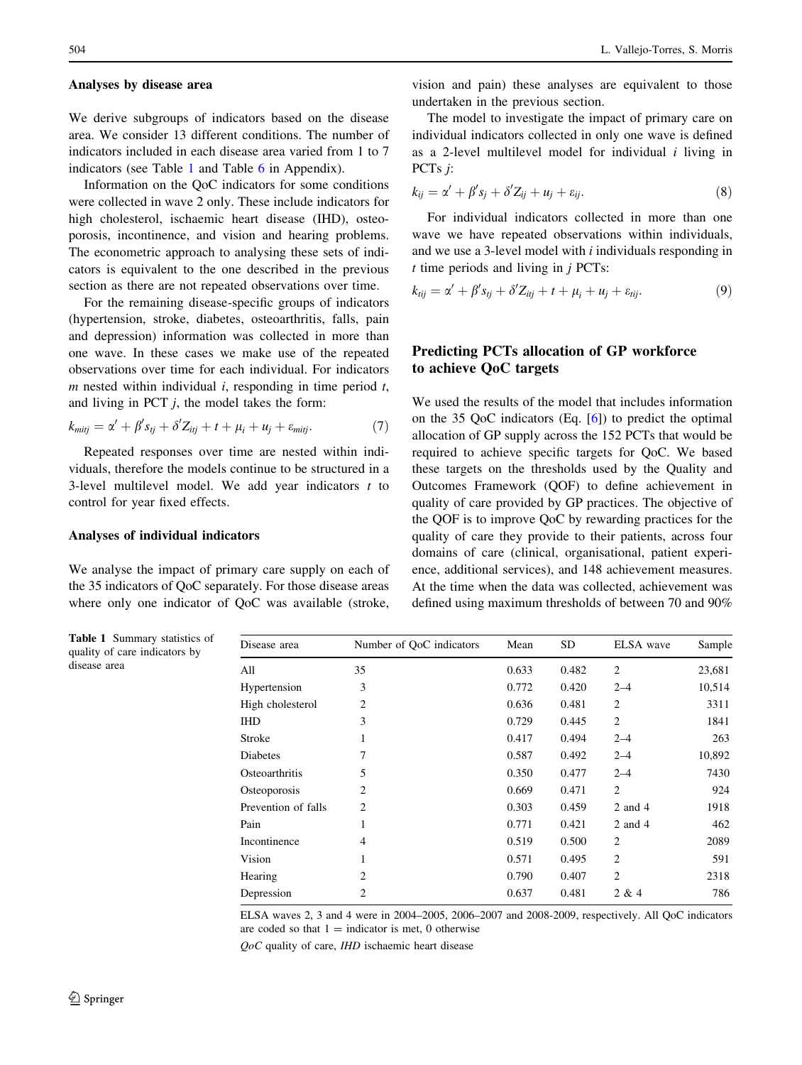### Analyses by disease area

We derive subgroups of indicators based on the disease area. We consider 13 different conditions. The number of indicators included in each disease area varied from 1 to 7 indicators (see Table 1 and Table 6 in Appendix).

Information on the QoC indicators for some conditions were collected in wave 2 only. These include indicators for high cholesterol, ischaemic heart disease (IHD), osteoporosis, incontinence, and vision and hearing problems. The econometric approach to analysing these sets of indicators is equivalent to the one described in the previous section as there are not repeated observations over time.

For the remaining disease-specific groups of indicators (hypertension, stroke, diabetes, osteoarthritis, falls, pain and depression) information was collected in more than one wave. In these cases we make use of the repeated observations over time for each individual. For indicators $m$ nested within individual $i$, responding in time period $t$, and living in PCT $j$, the model takes the form:

$$k_{mitj} = \alpha' + \beta' s_{tj} + \delta' Z_{itj} + t + \mu_i + u_j + \varepsilon_{mitj}. \tag{7}$$

Repeated responses over time are nested within individuals, therefore the models continue to be structured in a 3-level multilevel model. We add year indicators $t$ to control for year fixed effects.

### Analyses of individual indicators

We analyse the impact of primary care supply on each of the 35 indicators of QoC separately. For those disease areas where only one indicator of QoC was available (stroke, vision and pain) these analyses are equivalent to those undertaken in the previous section.

The model to investigate the impact of primary care on individual indicators collected in only one wave is defined as a 2-level multilevel model for individual $i$ living in PCTs $j$:

$$k_{ij} = \alpha' + \beta' s_j + \delta' Z_{ij} + u_j + \varepsilon_{ij}. \tag{8}$$

For individual indicators collected in more than one wave we have repeated observations within individuals, and we use a 3-level model with $i$ individuals responding in $t$ time periods and living in $j$ PCTs:

$$k_{tij} = \alpha' + \beta' s_{tj} + \delta' Z_{itj} + t + \mu_i + u_j + \varepsilon_{tij}. \tag{9}$$

## Predicting PCTs allocation of GP workforce to achieve QoC targets

We used the results of the model that includes information on the 35 QoC indicators (Eq. [6]) to predict the optimal allocation of GP supply across the 152 PCTs that would be required to achieve specific targets for QoC. We based these targets on the thresholds used by the Quality and Outcomes Framework (QOF) to define achievement in quality of care provided by GP practices. The objective of the QOF is to improve QoC by rewarding practices for the quality of care they provide to their patients, across four domains of care (clinical, organisational, patient experience, additional services), and 148 achievement measures. At the time when the data was collected, achievement was defined using maximum thresholds of between 70 and 90%

**Table 1** Summary statistics of quality of care indicators by disease area

| Disease area | Number of QoC indicators | Mean | SD | ELSA wave | Sample |
|---|---|---|---|---|---|
| All | 35 | 0.633 | 0.482 | 2 | 23,681 |
| Hypertension | 3 | 0.772 | 0.420 | 2–4 | 10,514 |
| High cholesterol | 2 | 0.636 | 0.481 | 2 | 3311 |
| IHD | 3 | 0.729 | 0.445 | 2 | 1841 |
| Stroke | 1 | 0.417 | 0.494 | 2–4 | 263 |
| Diabetes | 7 | 0.587 | 0.492 | 2–4 | 10,892 |
| Osteoarthritis | 5 | 0.350 | 0.477 | 2–4 | 7430 |
| Osteoporosis | 2 | 0.669 | 0.471 | 2 | 924 |
| Prevention of falls | 2 | 0.303 | 0.459 | 2 and 4 | 1918 |
| Pain | 1 | 0.771 | 0.421 | 2 and 4 | 462 |
| Incontinence | 4 | 0.519 | 0.500 | 2 | 2089 |
| Vision | 1 | 0.571 | 0.495 | 2 | 591 |
| Hearing | 2 | 0.790 | 0.407 | 2 | 2318 |
| Depression | 2 | 0.637 | 0.481 | 2 & 4 | 786 |

ELSA waves 2, 3 and 4 were in 2004–2005, 2006–2007 and 2008-2009, respectively. All QoC indicators are coded so that 1 = indicator is met, 0 otherwise

*QoC* quality of care, *IHD* ischaemic heart disease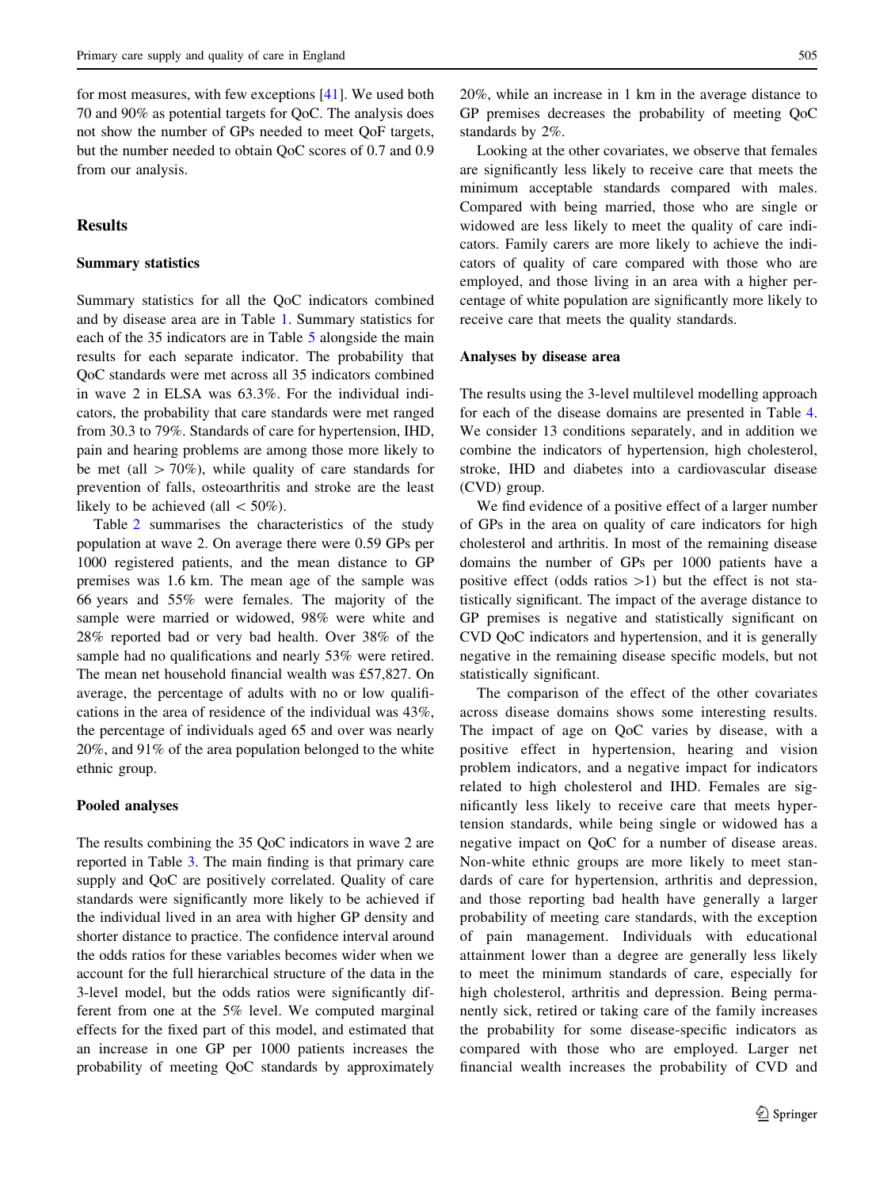for most measures, with few exceptions [41]. We used both 70 and 90% as potential targets for QoC. The analysis does not show the number of GPs needed to meet QoF targets, but the number needed to obtain QoC scores of 0.7 and 0.9 from our analysis.

## Results

### Summary statistics

Summary statistics for all the QoC indicators combined and by disease area are in Table 1. Summary statistics for each of the 35 indicators are in Table 5 alongside the main results for each separate indicator. The probability that QoC standards were met across all 35 indicators combined in wave 2 in ELSA was 63.3%. For the individual indicators, the probability that care standards were met ranged from 30.3 to 79%. Standards of care for hypertension, IHD, pain and hearing problems are among those more likely to be met (all $> 70\%$), while quality of care standards for prevention of falls, osteoarthritis and stroke are the least likely to be achieved (all $< 50\%$).

Table 2 summarises the characteristics of the study population at wave 2. On average there were 0.59 GPs per 1000 registered patients, and the mean distance to GP premises was 1.6 km. The mean age of the sample was 66 years and 55% were females. The majority of the sample were married or widowed, 98% were white and 28% reported bad or very bad health. Over 38% of the sample had no qualifications and nearly 53% were retired. The mean net household financial wealth was £57,827. On average, the percentage of adults with no or low qualifications in the area of residence of the individual was 43%, the percentage of individuals aged 65 and over was nearly 20%, and 91% of the area population belonged to the white ethnic group.

### Pooled analyses

The results combining the 35 QoC indicators in wave 2 are reported in Table 3. The main finding is that primary care supply and QoC are positively correlated. Quality of care standards were significantly more likely to be achieved if the individual lived in an area with higher GP density and shorter distance to practice. The confidence interval around the odds ratios for these variables becomes wider when we account for the full hierarchical structure of the data in the 3-level model, but the odds ratios were significantly different from one at the 5% level. We computed marginal effects for the fixed part of this model, and estimated that an increase in one GP per 1000 patients increases the probability of meeting QoC standards by approximately 20%, while an increase in 1 km in the average distance to GP premises decreases the probability of meeting QoC standards by 2%.

Looking at the other covariates, we observe that females are significantly less likely to receive care that meets the minimum acceptable standards compared with males. Compared with being married, those who are single or widowed are less likely to meet the quality of care indicators. Family carers are more likely to achieve the indicators of quality of care compared with those who are employed, and those living in an area with a higher percentage of white population are significantly more likely to receive care that meets the quality standards.

### Analyses by disease area

The results using the 3-level multilevel modelling approach for each of the disease domains are presented in Table 4. We consider 13 conditions separately, and in addition we combine the indicators of hypertension, high cholesterol, stroke, IHD and diabetes into a cardiovascular disease (CVD) group.

We find evidence of a positive effect of a larger number of GPs in the area on quality of care indicators for high cholesterol and arthritis. In most of the remaining disease domains the number of GPs per 1000 patients have a positive effect (odds ratios $>1$) but the effect is not statistically significant. The impact of the average distance to GP premises is negative and statistically significant on CVD QoC indicators and hypertension, and it is generally negative in the remaining disease specific models, but not statistically significant.

The comparison of the effect of the other covariates across disease domains shows some interesting results. The impact of age on QoC varies by disease, with a positive effect in hypertension, hearing and vision problem indicators, and a negative impact for indicators related to high cholesterol and IHD. Females are significantly less likely to receive care that meets hypertension standards, while being single or widowed has a negative impact on QoC for a number of disease areas. Non-white ethnic groups are more likely to meet standards of care for hypertension, arthritis and depression, and those reporting bad health have generally a larger probability of meeting care standards, with the exception of pain management. Individuals with educational attainment lower than a degree are generally less likely to meet the minimum standards of care, especially for high cholesterol, arthritis and depression. Being permanently sick, retired or taking care of the family increases the probability for some disease-specific indicators as compared with those who are employed. Larger net financial wealth increases the probability of CVD and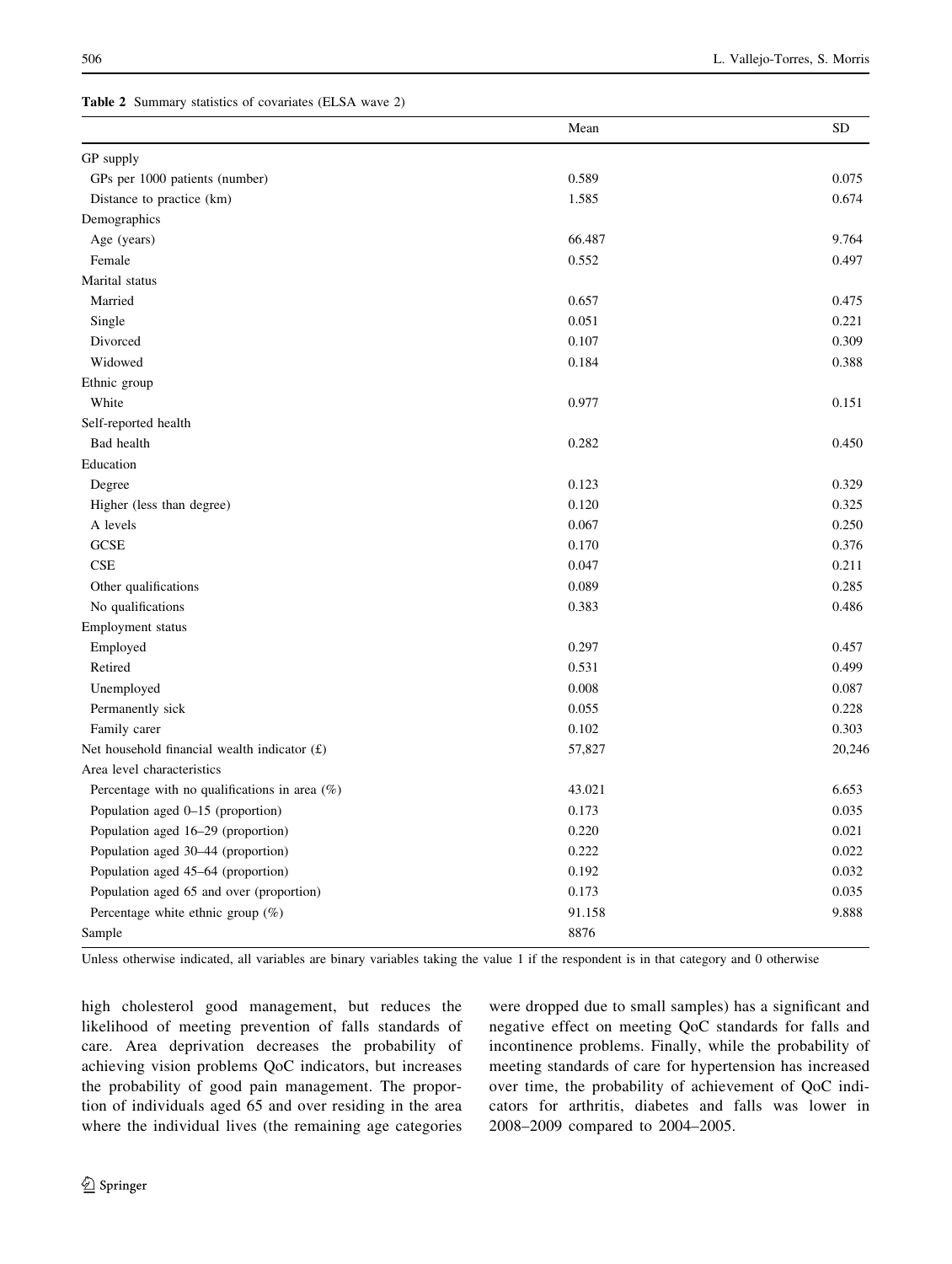**Table 2** Summary statistics of covariates (ELSA wave 2)

| | Mean | SD |
|---|---|---|
| GP supply | | |
| GPs per 1000 patients (number) | 0.589 | 0.075 |
| Distance to practice (km) | 1.585 | 0.674 |
| Demographics | | |
| Age (years) | 66.487 | 9.764 |
| Female | 0.552 | 0.497 |
| Marital status | | |
| Married | 0.657 | 0.475 |
| Single | 0.051 | 0.221 |
| Divorced | 0.107 | 0.309 |
| Widowed | 0.184 | 0.388 |
| Ethnic group | | |
| White | 0.977 | 0.151 |
| Self-reported health | | |
| Bad health | 0.282 | 0.450 |
| Education | | |
| Degree | 0.123 | 0.329 |
| Higher (less than degree) | 0.120 | 0.325 |
| A levels | 0.067 | 0.250 |
| GCSE | 0.170 | 0.376 |
| CSE | 0.047 | 0.211 |
| Other qualifications | 0.089 | 0.285 |
| No qualifications | 0.383 | 0.486 |
| Employment status | | |
| Employed | 0.297 | 0.457 |
| Retired | 0.531 | 0.499 |
| Unemployed | 0.008 | 0.087 |
| Permanently sick | 0.055 | 0.228 |
| Family carer | 0.102 | 0.303 |
| Net household financial wealth indicator (£) | 57,827 | 20,246 |
| Area level characteristics | | |
| Percentage with no qualifications in area (%) | 43.021 | 6.653 |
| Population aged 0–15 (proportion) | 0.173 | 0.035 |
| Population aged 16–29 (proportion) | 0.220 | 0.021 |
| Population aged 30–44 (proportion) | 0.222 | 0.022 |
| Population aged 45–64 (proportion) | 0.192 | 0.032 |
| Population aged 65 and over (proportion) | 0.173 | 0.035 |
| Percentage white ethnic group (%) | 91.158 | 9.888 |
| Sample | 8876 | |

Unless otherwise indicated, all variables are binary variables taking the value 1 if the respondent is in that category and 0 otherwise

high cholesterol good management, but reduces the likelihood of meeting prevention of falls standards of care. Area deprivation decreases the probability of achieving vision problems QoC indicators, but increases the probability of good pain management. The proportion of individuals aged 65 and over residing in the area where the individual lives (the remaining age categories were dropped due to small samples) has a significant and negative effect on meeting QoC standards for falls and incontinence problems. Finally, while the probability of meeting standards of care for hypertension has increased over time, the probability of achievement of QoC indicators for arthritis, diabetes and falls was lower in 2008–2009 compared to 2004–2005.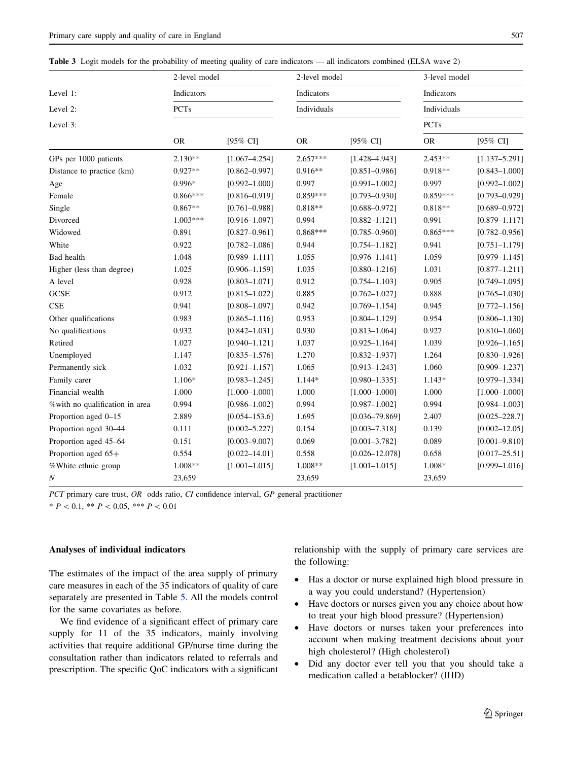**Table 3** Logit models for the probability of meeting quality of care indicators — all indicators combined (ELSA wave 2)

| | 2-level model | | 2-level model | | 3-level model | |
|---|---|---|---|---|---|---|
| Level 1: | Indicators | | Indicators | | Indicators | |
| Level 2: | PCTs | | Individuals | | Individuals | |
| Level 3: | | | | | PCTs | |
| | OR | [95% CI] | OR | [95% CI] | OR | [95% CI] |
| GPs per 1000 patients | 2.130** | [1.067–4.254] | 2.657*** | [1.428–4.943] | 2.453** | [1.137–5.291] |
| Distance to practice (km) | 0.927** | [0.862–0.997] | 0.916** | [0.851–0.986] | 0.918** | [0.843–1.000] |
| Age | 0.996* | [0.992–1.000] | 0.997 | [0.991–1.002] | 0.997 | [0.992–1.002] |
| Female | 0.866*** | [0.816–0.919] | 0.859*** | [0.793–0.930] | 0.859*** | [0.793–0.929] |
| Single | 0.867** | [0.761–0.988] | 0.818** | [0.688–0.972] | 0.818** | [0.689–0.972] |
| Divorced | 1.003*** | [0.916–1.097] | 0.994 | [0.882–1.121] | 0.991 | [0.879–1.117] |
| Widowed | 0.891 | [0.827–0.961] | 0.868*** | [0.785–0.960] | 0.865*** | [0.782–0.956] |
| White | 0.922 | [0.782–1.086] | 0.944 | [0.754–1.182] | 0.941 | [0.751–1.179] |
| Bad health | 1.048 | [0.989–1.111] | 1.055 | [0.976–1.141] | 1.059 | [0.979–1.145] |
| Higher (less than degree) | 1.025 | [0.906–1.159] | 1.035 | [0.880–1.216] | 1.031 | [0.877–1.211] |
| A level | 0.928 | [0.803–1.071] | 0.912 | [0.754–1.103] | 0.905 | [0.749–1.095] |
| GCSE | 0.912 | [0.815–1.022] | 0.885 | [0.762–1.027] | 0.888 | [0.765–1.030] |
| CSE | 0.941 | [0.808–1.097] | 0.942 | [0.769–1.154] | 0.945 | [0.772–1.156] |
| Other qualifications | 0.983 | [0.865–1.116] | 0.953 | [0.804–1.129] | 0.954 | [0.806–1.130] |
| No qualifications | 0.932 | [0.842–1.031] | 0.930 | [0.813–1.064] | 0.927 | [0.810–1.060] |
| Retired | 1.027 | [0.940–1.121] | 1.037 | [0.925–1.164] | 1.039 | [0.926–1.165] |
| Unemployed | 1.147 | [0.835–1.576] | 1.270 | [0.832–1.937] | 1.264 | [0.830–1.926] |
| Permanently sick | 1.032 | [0.921–1.157] | 1.065 | [0.913–1.243] | 1.060 | [0.909–1.237] |
| Family carer | 1.106* | [0.983–1.245] | 1.144* | [0.980–1.335] | 1.143* | [0.979–1.334] |
| Financial wealth | 1.000 | [1.000–1.000] | 1.000 | [1.000–1.000] | 1.000 | [1.000–1.000] |
| %with no qualification in area | 0.994 | [0.986–1.002] | 0.994 | [0.987–1.002] | 0.994 | [0.984–1.003] |
| Proportion aged 0–15 | 2.889 | [0.054–153.6] | 1.695 | [0.036–79.869] | 2.407 | [0.025–228.7] |
| Proportion aged 30–44 | 0.111 | [0.002–5.227] | 0.154 | [0.003–7.318] | 0.139 | [0.002–12.05] |
| Proportion aged 45–64 | 0.151 | [0.003–9.007] | 0.069 | [0.001–3.782] | 0.089 | [0.001–9.810] |
| Proportion aged 65+ | 0.554 | [0.022–14.01] | 0.558 | [0.026–12.078] | 0.658 | [0.017–25.51] |
| %White ethnic group | 1.008** | [1.001–1.015] | 1.008** | [1.001–1.015] | 1.008* | [0.999–1.016] |
| *N* | 23,659 | | 23,659 | | 23,659 | |

*PCT* primary care trust, *OR* odds ratio, *CI* confidence interval, *GP* general practitioner

* $P < 0.1$, ** $P < 0.05$, *** $P < 0.01$

### Analyses of individual indicators

The estimates of the impact of the area supply of primary care measures in each of the 35 indicators of quality of care separately are presented in Table 5. All the models control for the same covariates as before.

We find evidence of a significant effect of primary care supply for 11 of the 35 indicators, mainly involving activities that require additional GP/nurse time during the consultation rather than indicators related to referrals and prescription. The specific QoC indicators with a significant relationship with the supply of primary care services are the following:

- Has a doctor or nurse explained high blood pressure in a way you could understand? (Hypertension)
- Have doctors or nurses given you any choice about how to treat your high blood pressure? (Hypertension)
- Have doctors or nurses taken your preferences into account when making treatment decisions about your high cholesterol? (High cholesterol)
- Did any doctor ever tell you that you should take a medication called a betablocker? (IHD)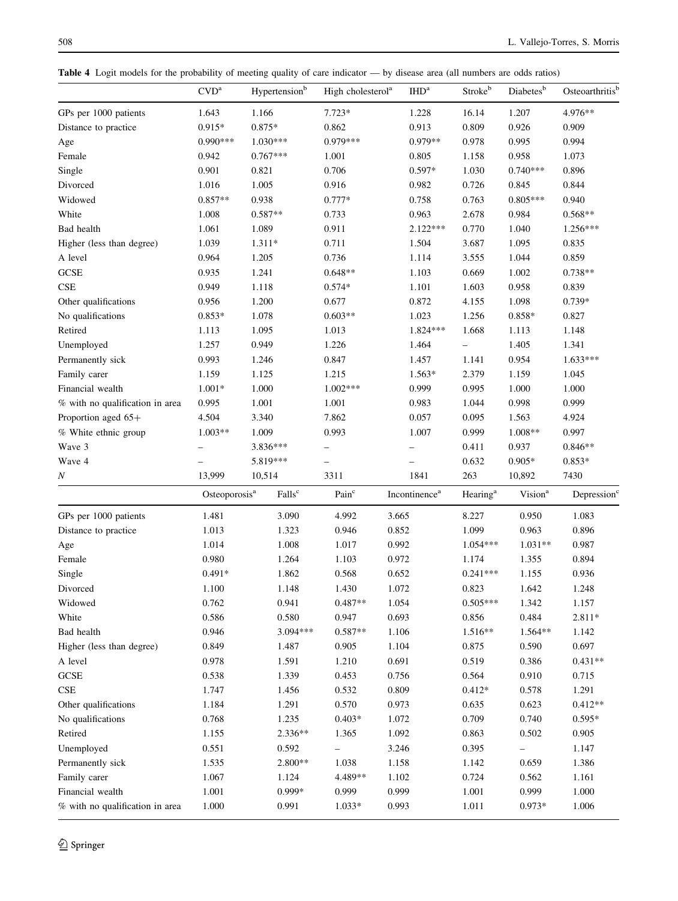**Table 4** Logit models for the probability of meeting quality of care indicator — by disease area (all numbers are odds ratios)

| | CVD[a] | Hypertension[b] | High cholesterol[a] | IHD[a] | Stroke[b] | Diabetes[b] | Osteoarthritis[b] |
|---|---|---|---|---|---|---|---|
| GPs per 1000 patients | 1.643 | 1.166 | 7.723* | 1.228 | 16.14 | 1.207 | 4.976** |
| Distance to practice | 0.915* | 0.875* | 0.862 | 0.913 | 0.809 | 0.926 | 0.909 |
| Age | 0.990*** | 1.030*** | 0.979*** | 0.979** | 0.978 | 0.995 | 0.994 |
| Female | 0.942 | 0.767*** | 1.001 | 0.805 | 1.158 | 0.958 | 1.073 |
| Single | 0.901 | 0.821 | 0.706 | 0.597* | 1.030 | 0.740*** | 0.896 |
| Divorced | 1.016 | 1.005 | 0.916 | 0.982 | 0.726 | 0.845 | 0.844 |
| Widowed | 0.857** | 0.938 | 0.777* | 0.758 | 0.763 | 0.805*** | 0.940 |
| White | 1.008 | 0.587** | 0.733 | 0.963 | 2.678 | 0.984 | 0.568** |
| Bad health | 1.061 | 1.089 | 0.911 | 2.122*** | 0.770 | 1.040 | 1.256*** |
| Higher (less than degree) | 1.039 | 1.311* | 0.711 | 1.504 | 3.687 | 1.095 | 0.835 |
| A level | 0.964 | 1.205 | 0.736 | 1.114 | 3.555 | 1.044 | 0.859 |
| GCSE | 0.935 | 1.241 | 0.648** | 1.103 | 0.669 | 1.002 | 0.738** |
| CSE | 0.949 | 1.118 | 0.574* | 1.101 | 1.603 | 0.958 | 0.839 |
| Other qualifications | 0.956 | 1.200 | 0.677 | 0.872 | 4.155 | 1.098 | 0.739* |
| No qualifications | 0.853* | 1.078 | 0.603** | 1.023 | 1.256 | 0.858* | 0.827 |
| Retired | 1.113 | 1.095 | 1.013 | 1.824*** | 1.668 | 1.113 | 1.148 |
| Unemployed | 1.257 | 0.949 | 1.226 | 1.464 | – | 1.405 | 1.341 |
| Permanently sick | 0.993 | 1.246 | 0.847 | 1.457 | 1.141 | 0.954 | 1.633*** |
| Family carer | 1.159 | 1.125 | 1.215 | 1.563* | 2.379 | 1.159 | 1.045 |
| Financial wealth | 1.001* | 1.000 | 1.002*** | 0.999 | 0.995 | 1.000 | 1.000 |
| % with no qualification in area | 0.995 | 1.001 | 1.001 | 0.983 | 1.044 | 0.998 | 0.999 |
| Proportion aged 65+ | 4.504 | 3.340 | 7.862 | 0.057 | 0.095 | 1.563 | 4.924 |
| % White ethnic group | 1.003** | 1.009 | 0.993 | 1.007 | 0.999 | 1.008** | 0.997 |
| Wave 3 | – | 3.836*** | – | – | 0.411 | 0.937 | 0.846** |
| Wave 4 | – | 5.819*** | – | – | 0.632 | 0.905* | 0.853* |
| *N* | 13,999 | 10,514 | 3311 | 1841 | 263 | 10,892 | 7430 |

| | Osteoporosis[a] | Falls[c] | Pain[c] | Incontinence[a] | Hearing[a] | Vision[a] | Depression[c] |
|---|---|---|---|---|---|---|---|
| GPs per 1000 patients | 1.481 | 3.090 | 4.992 | 3.665 | 8.227 | 0.950 | 1.083 |
| Distance to practice | 1.013 | 1.323 | 0.946 | 0.852 | 1.099 | 0.963 | 0.896 |
| Age | 1.014 | 1.008 | 1.017 | 0.992 | 1.054*** | 1.031** | 0.987 |
| Female | 0.980 | 1.264 | 1.103 | 0.972 | 1.174 | 1.355 | 0.894 |
| Single | 0.491* | 1.862 | 0.568 | 0.652 | 0.241*** | 1.155 | 0.936 |
| Divorced | 1.100 | 1.148 | 1.430 | 1.072 | 0.823 | 1.642 | 1.248 |
| Widowed | 0.762 | 0.941 | 0.487** | 1.054 | 0.505*** | 1.342 | 1.157 |
| White | 0.586 | 0.580 | 0.947 | 0.693 | 0.856 | 0.484 | 2.811* |
| Bad health | 0.946 | 3.094*** | 0.587** | 1.106 | 1.516** | 1.564** | 1.142 |
| Higher (less than degree) | 0.849 | 1.487 | 0.905 | 1.104 | 0.875 | 0.590 | 0.697 |
| A level | 0.978 | 1.591 | 1.210 | 0.691 | 0.519 | 0.386 | 0.431** |
| GCSE | 0.538 | 1.339 | 0.453 | 0.756 | 0.564 | 0.910 | 0.715 |
| CSE | 1.747 | 1.456 | 0.532 | 0.809 | 0.412* | 0.578 | 1.291 |
| Other qualifications | 1.184 | 1.291 | 0.570 | 0.973 | 0.635 | 0.623 | 0.412** |
| No qualifications | 0.768 | 1.235 | 0.403* | 1.072 | 0.709 | 0.740 | 0.595* |
| Retired | 1.155 | 2.336** | 1.365 | 1.092 | 0.863 | 0.502 | 0.905 |
| Unemployed | 0.551 | 0.592 | – | 3.246 | 0.395 | – | 1.147 |
| Permanently sick | 1.535 | 2.800** | 1.038 | 1.158 | 1.142 | 0.659 | 1.386 |
| Family carer | 1.067 | 1.124 | 4.489** | 1.102 | 0.724 | 0.562 | 1.161 |
| Financial wealth | 1.001 | 0.999* | 0.999 | 0.999 | 1.001 | 0.999 | 1.000 |
| % with no qualification in area | 1.000 | 0.991 | 1.033* | 0.993 | 1.011 | 0.973* | 1.006 |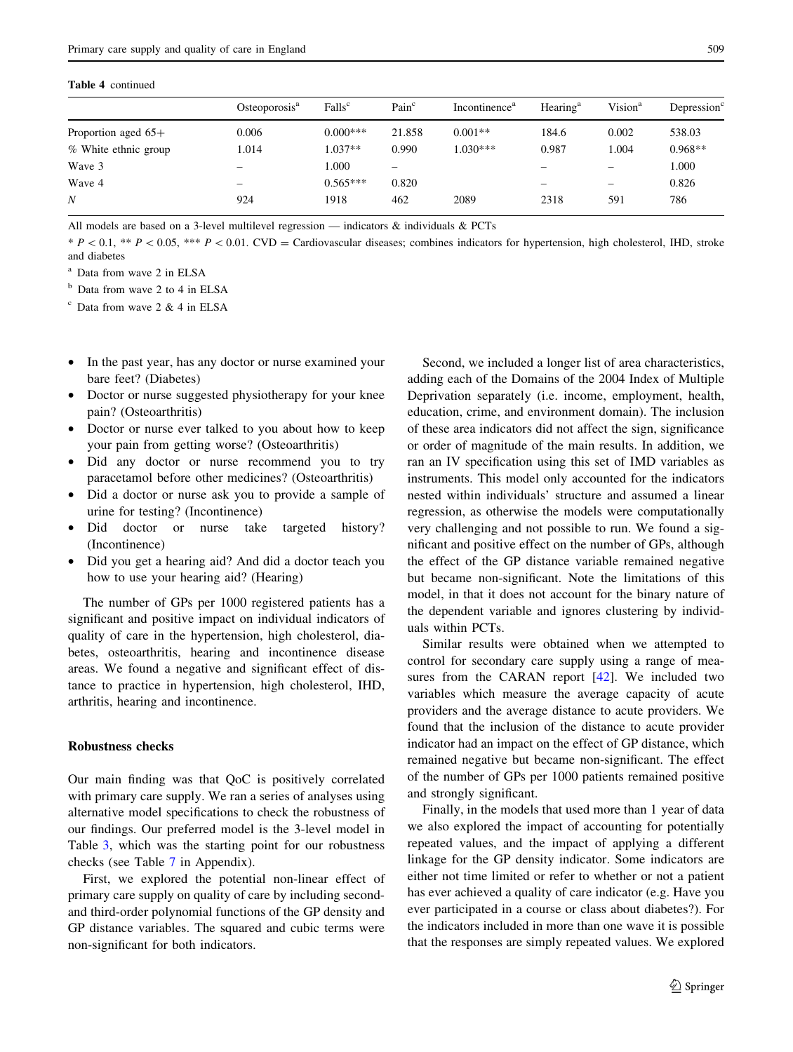**Table 4** continued

| | Osteoporosis[a] | Falls[c] | Pain[c] | Incontinence[a] | Hearing[a] | Vision[a] | Depression[c] |
|---|---|---|---|---|---|---|---|
| Proportion aged 65+ | 0.006 | 0.000*** | 21.858 | 0.001** | 184.6 | 0.002 | 538.03 |
| % White ethnic group | 1.014 | 1.037** | 0.990 | 1.030*** | 0.987 | 1.004 | 0.968** |
| Wave 3 | – | 1.000 | – | | – | – | 1.000 |
| Wave 4 | – | 0.565*** | 0.820 | | – | – | 0.826 |
| *N* | 924 | 1918 | 462 | 2089 | 2318 | 591 | 786 |

All models are based on a 3-level multilevel regression — indicators & individuals & PCTs

* $P < 0.1$, ** $P < 0.05$, *** $P < 0.01$. CVD = Cardiovascular diseases; combines indicators for hypertension, high cholesterol, IHD, stroke and diabetes

[a] Data from wave 2 in ELSA

[b] Data from wave 2 to 4 in ELSA

[c] Data from wave 2 & 4 in ELSA

- In the past year, has any doctor or nurse examined your bare feet? (Diabetes)
- Doctor or nurse suggested physiotherapy for your knee pain? (Osteoarthritis)
- Doctor or nurse ever talked to you about how to keep your pain from getting worse? (Osteoarthritis)
- Did any doctor or nurse recommend you to try paracetamol before other medicines? (Osteoarthritis)
- Did a doctor or nurse ask you to provide a sample of urine for testing? (Incontinence)
- Did doctor or nurse take targeted history? (Incontinence)
- Did you get a hearing aid? And did a doctor teach you how to use your hearing aid? (Hearing)

The number of GPs per 1000 registered patients has a significant and positive impact on individual indicators of quality of care in the hypertension, high cholesterol, diabetes, osteoarthritis, hearing and incontinence disease areas. We found a negative and significant effect of distance to practice in hypertension, high cholesterol, IHD, arthritis, hearing and incontinence.

### Robustness checks

Our main finding was that QoC is positively correlated with primary care supply. We ran a series of analyses using alternative model specifications to check the robustness of our findings. Our preferred model is the 3-level model in Table 3, which was the starting point for our robustness checks (see Table 7 in Appendix).

First, we explored the potential non-linear effect of primary care supply on quality of care by including second- and third-order polynomial functions of the GP density and GP distance variables. The squared and cubic terms were non-significant for both indicators.

Second, we included a longer list of area characteristics, adding each of the Domains of the 2004 Index of Multiple Deprivation separately (i.e. income, employment, health, education, crime, and environment domain). The inclusion of these area indicators did not affect the sign, significance or order of magnitude of the main results. In addition, we ran an IV specification using this set of IMD variables as instruments. This model only accounted for the indicators nested within individuals' structure and assumed a linear regression, as otherwise the models were computationally very challenging and not possible to run. We found a significant and positive effect on the number of GPs, although the effect of the GP distance variable remained negative but became non-significant. Note the limitations of this model, in that it does not account for the binary nature of the dependent variable and ignores clustering by individuals within PCTs.

Similar results were obtained when we attempted to control for secondary care supply using a range of measures from the CARAN report [42]. We included two variables which measure the average capacity of acute providers and the average distance to acute providers. We found that the inclusion of the distance to acute provider indicator had an impact on the effect of GP distance, which remained negative but became non-significant. The effect of the number of GPs per 1000 patients remained positive and strongly significant.

Finally, in the models that used more than 1 year of data we also explored the impact of accounting for potentially repeated values, and the impact of applying a different linkage for the GP density indicator. Some indicators are either not time limited or refer to whether or not a patient has ever achieved a quality of care indicator (e.g. Have you ever participated in a course or class about diabetes?). For the indicators included in more than one wave it is possible that the responses are simply repeated values. We explored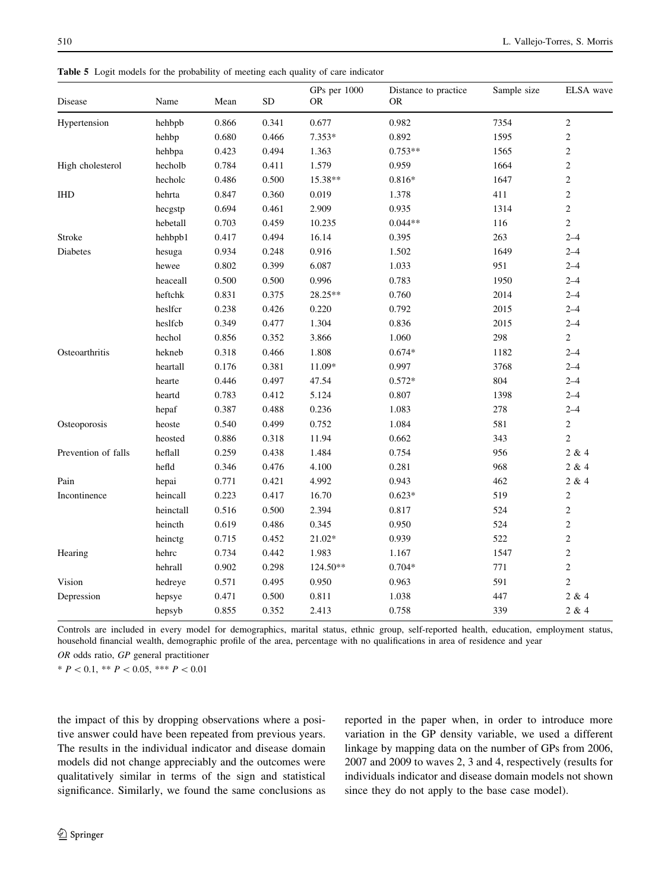**Table 5** Logit models for the probability of meeting each quality of care indicator

| Disease | Name | Mean | SD | GPs per 1000 OR | Distance to practice OR | Sample size | ELSA wave |
|---|---|---|---|---|---|---|---|
| Hypertension | hehbpb | 0.866 | 0.341 | 0.677 | 0.982 | 7354 | 2 |
| | hehbp | 0.680 | 0.466 | 7.353* | 0.892 | 1595 | 2 |
| | hehbpa | 0.423 | 0.494 | 1.363 | 0.753** | 1565 | 2 |
| High cholesterol | hecholb | 0.784 | 0.411 | 1.579 | 0.959 | 1664 | 2 |
| | hecholc | 0.486 | 0.500 | 15.38** | 0.816* | 1647 | 2 |
| IHD | hehrta | 0.847 | 0.360 | 0.019 | 1.378 | 411 | 2 |
| | hecgstp | 0.694 | 0.461 | 2.909 | 0.935 | 1314 | 2 |
| | hebetall | 0.703 | 0.459 | 10.235 | 0.044** | 116 | 2 |
| Stroke | hehbpb1 | 0.417 | 0.494 | 16.14 | 0.395 | 263 | 2–4 |
| Diabetes | hesuga | 0.934 | 0.248 | 0.916 | 1.502 | 1649 | 2–4 |
| | hewee | 0.802 | 0.399 | 6.087 | 1.033 | 951 | 2–4 |
| | heaceall | 0.500 | 0.500 | 0.996 | 0.783 | 1950 | 2–4 |
| | heftchk | 0.831 | 0.375 | 28.25** | 0.760 | 2014 | 2–4 |
| | heslfcr | 0.238 | 0.426 | 0.220 | 0.792 | 2015 | 2–4 |
| | heslfcb | 0.349 | 0.477 | 1.304 | 0.836 | 2015 | 2–4 |
| | hechol | 0.856 | 0.352 | 3.866 | 1.060 | 298 | 2 |
| Osteoarthritis | hekneb | 0.318 | 0.466 | 1.808 | 0.674* | 1182 | 2–4 |
| | heartall | 0.176 | 0.381 | 11.09* | 0.997 | 3768 | 2–4 |
| | hearte | 0.446 | 0.497 | 47.54 | 0.572* | 804 | 2–4 |
| | heartd | 0.783 | 0.412 | 5.124 | 0.807 | 1398 | 2–4 |
| | hepaf | 0.387 | 0.488 | 0.236 | 1.083 | 278 | 2–4 |
| Osteoporosis | heoste | 0.540 | 0.499 | 0.752 | 1.084 | 581 | 2 |
| | heosted | 0.886 | 0.318 | 11.94 | 0.662 | 343 | 2 |
| Prevention of falls | heflall | 0.259 | 0.438 | 1.484 | 0.754 | 956 | 2 & 4 |
| | hefld | 0.346 | 0.476 | 4.100 | 0.281 | 968 | 2 & 4 |
| Pain | hepai | 0.771 | 0.421 | 4.992 | 0.943 | 462 | 2 & 4 |
| Incontinence | heincall | 0.223 | 0.417 | 16.70 | 0.623* | 519 | 2 |
| | heinctall | 0.516 | 0.500 | 2.394 | 0.817 | 524 | 2 |
| | heincth | 0.619 | 0.486 | 0.345 | 0.950 | 524 | 2 |
| | heinctg | 0.715 | 0.452 | 21.02* | 0.939 | 522 | 2 |
| Hearing | hehrc | 0.734 | 0.442 | 1.983 | 1.167 | 1547 | 2 |
| | hehrall | 0.902 | 0.298 | 124.50** | 0.704* | 771 | 2 |
| Vision | hedreye | 0.571 | 0.495 | 0.950 | 0.963 | 591 | 2 |
| Depression | hepsye | 0.471 | 0.500 | 0.811 | 1.038 | 447 | 2 & 4 |
| | hepsyb | 0.855 | 0.352 | 2.413 | 0.758 | 339 | 2 & 4 |

Controls are included in every model for demographics, marital status, ethnic group, self-reported health, education, employment status, household financial wealth, demographic profile of the area, percentage with no qualifications in area of residence and year

*OR* odds ratio, *GP* general practitioner

\* $P < 0.1$, ** $P < 0.05$, *** $P < 0.01$

the impact of this by dropping observations where a positive answer could have been repeated from previous years. The results in the individual indicator and disease domain models did not change appreciably and the outcomes were qualitatively similar in terms of the sign and statistical significance. Similarly, we found the same conclusions as reported in the paper when, in order to introduce more variation in the GP density variable, we used a different linkage by mapping data on the number of GPs from 2006, 2007 and 2009 to waves 2, 3 and 4, respectively (results for individuals indicator and disease domain models not shown since they do not apply to the base case model).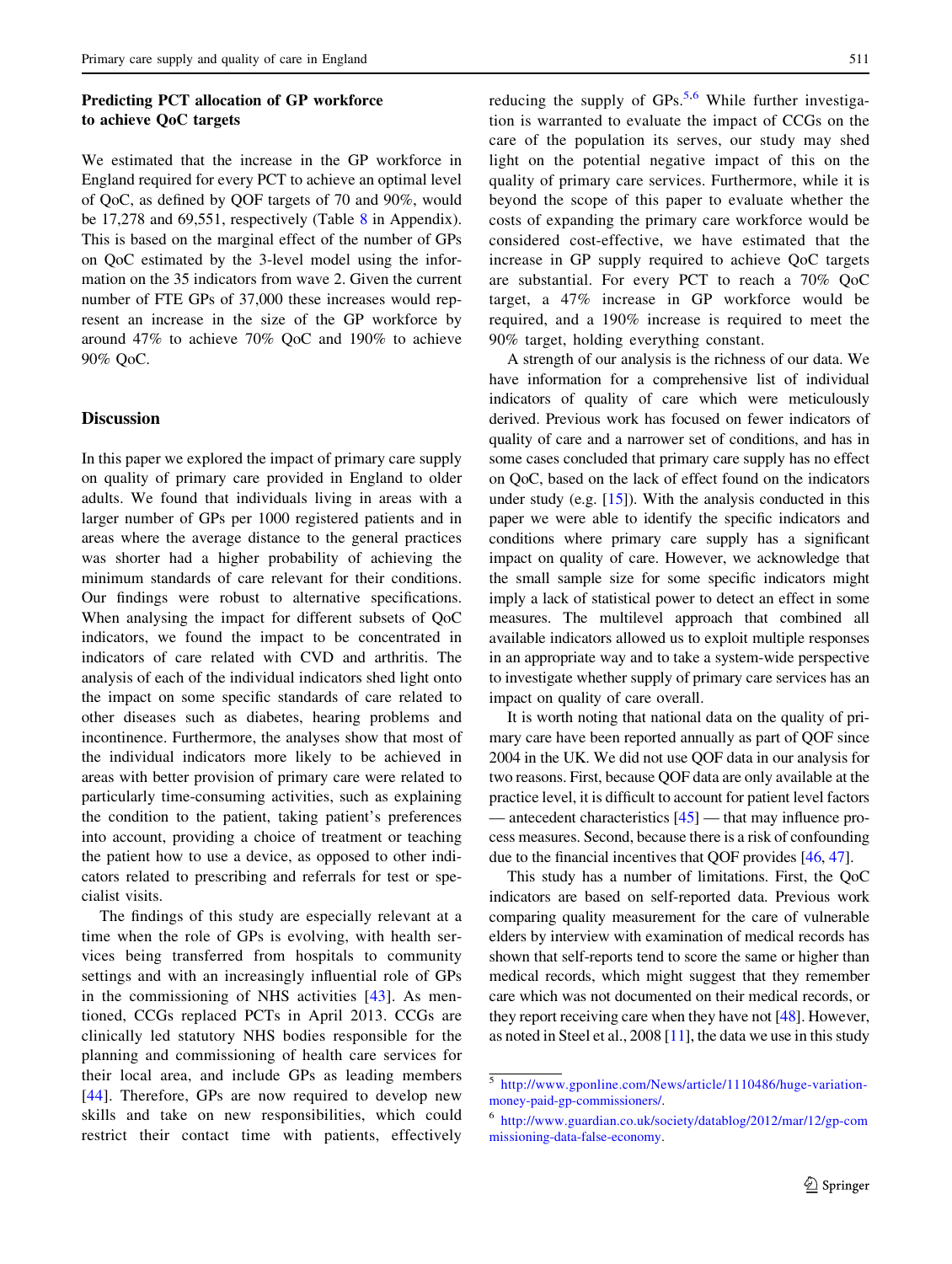### Predicting PCT allocation of GP workforce to achieve QoC targets

We estimated that the increase in the GP workforce in England required for every PCT to achieve an optimal level of QoC, as defined by QOF targets of 70 and 90%, would be 17,278 and 69,551, respectively (Table 8 in Appendix). This is based on the marginal effect of the number of GPs on QoC estimated by the 3-level model using the information on the 35 indicators from wave 2. Given the current number of FTE GPs of 37,000 these increases would represent an increase in the size of the GP workforce by around 47% to achieve 70% QoC and 190% to achieve 90% QoC.

## Discussion

In this paper we explored the impact of primary care supply on quality of primary care provided in England to older adults. We found that individuals living in areas with a larger number of GPs per 1000 registered patients and in areas where the average distance to the general practices was shorter had a higher probability of achieving the minimum standards of care relevant for their conditions. Our findings were robust to alternative specifications. When analysing the impact for different subsets of QoC indicators, we found the impact to be concentrated in indicators of care related with CVD and arthritis. The analysis of each of the individual indicators shed light onto the impact on some specific standards of care related to other diseases such as diabetes, hearing problems and incontinence. Furthermore, the analyses show that most of the individual indicators more likely to be achieved in areas with better provision of primary care were related to particularly time-consuming activities, such as explaining the condition to the patient, taking patient's preferences into account, providing a choice of treatment or teaching the patient how to use a device, as opposed to other indicators related to prescribing and referrals for test or specialist visits.

The findings of this study are especially relevant at a time when the role of GPs is evolving, with health services being transferred from hospitals to community settings and with an increasingly influential role of GPs in the commissioning of NHS activities [43]. As mentioned, CCGs replaced PCTs in April 2013. CCGs are clinically led statutory NHS bodies responsible for the planning and commissioning of health care services for their local area, and include GPs as leading members [44]. Therefore, GPs are now required to develop new skills and take on new responsibilities, which could restrict their contact time with patients, effectively reducing the supply of GPs.[5,6] While further investigation is warranted to evaluate the impact of CCGs on the care of the population its serves, our study may shed light on the potential negative impact of this on the quality of primary care services. Furthermore, while it is beyond the scope of this paper to evaluate whether the costs of expanding the primary care workforce would be considered cost-effective, we have estimated that the increase in GP supply required to achieve QoC targets are substantial. For every PCT to reach a 70% QoC target, a 47% increase in GP workforce would be required, and a 190% increase is required to meet the 90% target, holding everything constant.

A strength of our analysis is the richness of our data. We have information for a comprehensive list of individual indicators of quality of care which were meticulously derived. Previous work has focused on fewer indicators of quality of care and a narrower set of conditions, and has in some cases concluded that primary care supply has no effect on QoC, based on the lack of effect found on the indicators under study (e.g. [15]). With the analysis conducted in this paper we were able to identify the specific indicators and conditions where primary care supply has a significant impact on quality of care. However, we acknowledge that the small sample size for some specific indicators might imply a lack of statistical power to detect an effect in some measures. The multilevel approach that combined all available indicators allowed us to exploit multiple responses in an appropriate way and to take a system-wide perspective to investigate whether supply of primary care services has an impact on quality of care overall.

It is worth noting that national data on the quality of primary care have been reported annually as part of QOF since 2004 in the UK. We did not use QOF data in our analysis for two reasons. First, because QOF data are only available at the practice level, it is difficult to account for patient level factors — antecedent characteristics [45] — that may influence process measures. Second, because there is a risk of confounding due to the financial incentives that QOF provides [46, 47].

This study has a number of limitations. First, the QoC indicators are based on self-reported data. Previous work comparing quality measurement for the care of vulnerable elders by interview with examination of medical records has shown that self-reports tend to score the same or higher than medical records, which might suggest that they remember care which was not documented on their medical records, or they report receiving care when they have not [48]. However, as noted in Steel et al., 2008 [11], the data we use in this study

[5] http://www.gponline.com/News/article/1110486/huge-variation-money-paid-gp-commissioners/.

[6] http://www.guardian.co.uk/society/datablog/2012/mar/12/gp-commissioning-data-false-economy.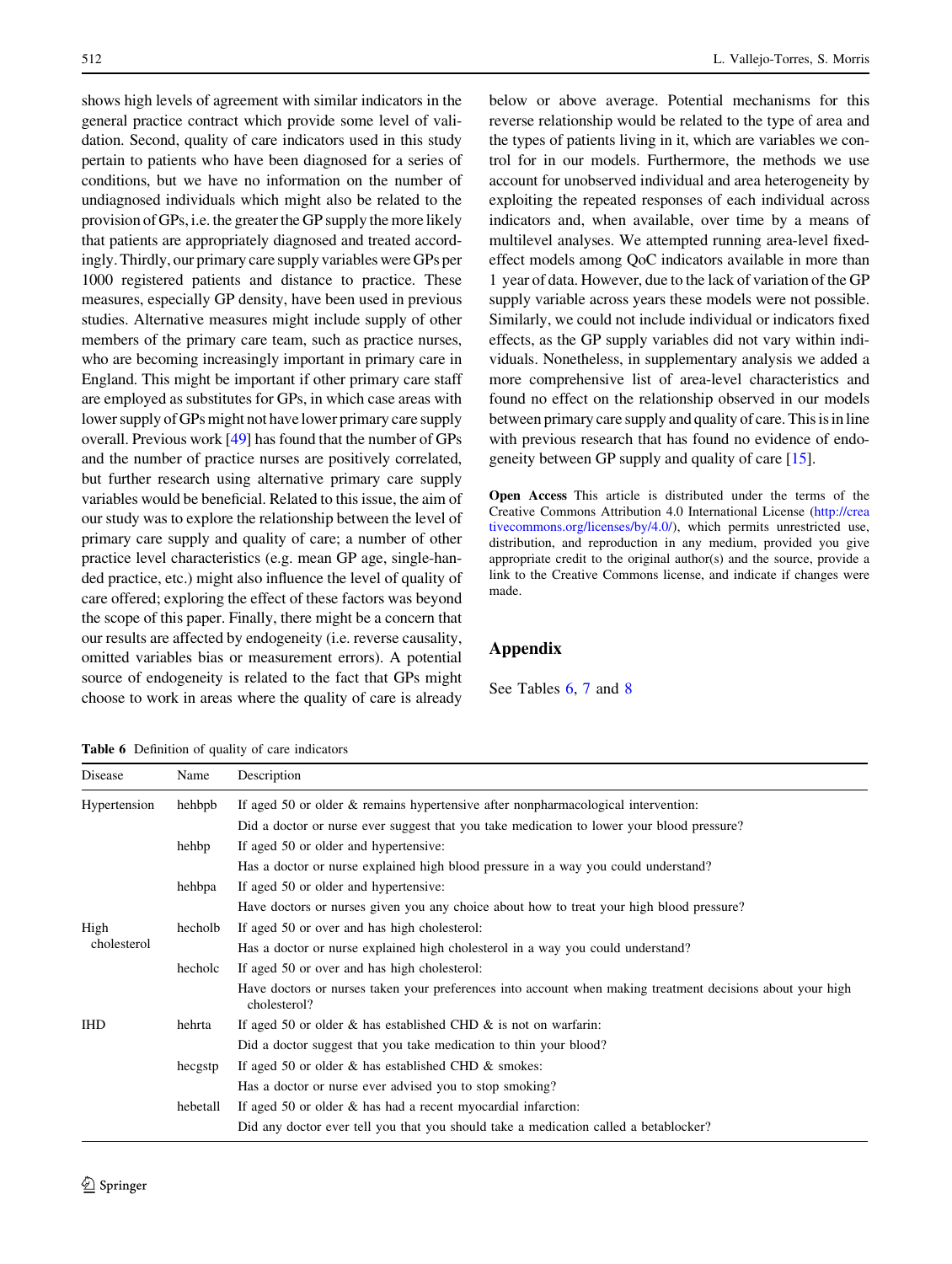shows high levels of agreement with similar indicators in the general practice contract which provide some level of validation. Second, quality of care indicators used in this study pertain to patients who have been diagnosed for a series of conditions, but we have no information on the number of undiagnosed individuals which might also be related to the provision of GPs, i.e. the greater the GP supply the more likely that patients are appropriately diagnosed and treated accordingly. Thirdly, our primary care supply variables were GPs per 1000 registered patients and distance to practice. These measures, especially GP density, have been used in previous studies. Alternative measures might include supply of other members of the primary care team, such as practice nurses, who are becoming increasingly important in primary care in England. This might be important if other primary care staff are employed as substitutes for GPs, in which case areas with lower supply of GPs might not have lower primary care supply overall. Previous work [49] has found that the number of GPs and the number of practice nurses are positively correlated, but further research using alternative primary care supply variables would be beneficial. Related to this issue, the aim of our study was to explore the relationship between the level of primary care supply and quality of care; a number of other practice level characteristics (e.g. mean GP age, single-handed practice, etc.) might also influence the level of quality of care offered; exploring the effect of these factors was beyond the scope of this paper. Finally, there might be a concern that our results are affected by endogeneity (i.e. reverse causality, omitted variables bias or measurement errors). A potential source of endogeneity is related to the fact that GPs might choose to work in areas where the quality of care is already below or above average. Potential mechanisms for this reverse relationship would be related to the type of area and the types of patients living in it, which are variables we control for in our models. Furthermore, the methods we use account for unobserved individual and area heterogeneity by exploiting the repeated responses of each individual across indicators and, when available, over time by a means of multilevel analyses. We attempted running area-level fixed-effect models among QoC indicators available in more than 1 year of data. However, due to the lack of variation of the GP supply variable across years these models were not possible. Similarly, we could not include individual or indicators fixed effects, as the GP supply variables did not vary within individuals. Nonetheless, in supplementary analysis we added a more comprehensive list of area-level characteristics and found no effect on the relationship observed in our models between primary care supply and quality of care. This is in line with previous research that has found no evidence of endogeneity between GP supply and quality of care [15].

**Open Access** This article is distributed under the terms of the Creative Commons Attribution 4.0 International License (http://creativecommons.org/licenses/by/4.0/), which permits unrestricted use, distribution, and reproduction in any medium, provided you give appropriate credit to the original author(s) and the source, provide a link to the Creative Commons license, and indicate if changes were made.

## Appendix

See Tables 6, 7 and 8

**Table 6** Definition of quality of care indicators

| Disease | Name | Description |
|---|---|---|
| Hypertension | hehbpb | If aged 50 or older & remains hypertensive after nonpharmacological intervention: |
| | | Did a doctor or nurse ever suggest that you take medication to lower your blood pressure? |
| | hehbp | If aged 50 or older and hypertensive: |
| | | Has a doctor or nurse explained high blood pressure in a way you could understand? |
| | hehbpa | If aged 50 or older and hypertensive: |
| | | Have doctors or nurses given you any choice about how to treat your high blood pressure? |
| High cholesterol | hecholb | If aged 50 or over and has high cholesterol: |
| | | Has a doctor or nurse explained high cholesterol in a way you could understand? |
| | hecholc | If aged 50 or over and has high cholesterol: |
| | | Have doctors or nurses taken your preferences into account when making treatment decisions about your high cholesterol? |
| IHD | hehrta | If aged 50 or older & has established CHD & is not on warfarin: |
| | | Did a doctor suggest that you take medication to thin your blood? |
| | hecgstp | If aged 50 or older & has established CHD & smokes: |
| | | Has a doctor or nurse ever advised you to stop smoking? |
| | hebetall | If aged 50 or older & has had a recent myocardial infarction: |
| | | Did any doctor ever tell you that you should take a medication called a betablocker? |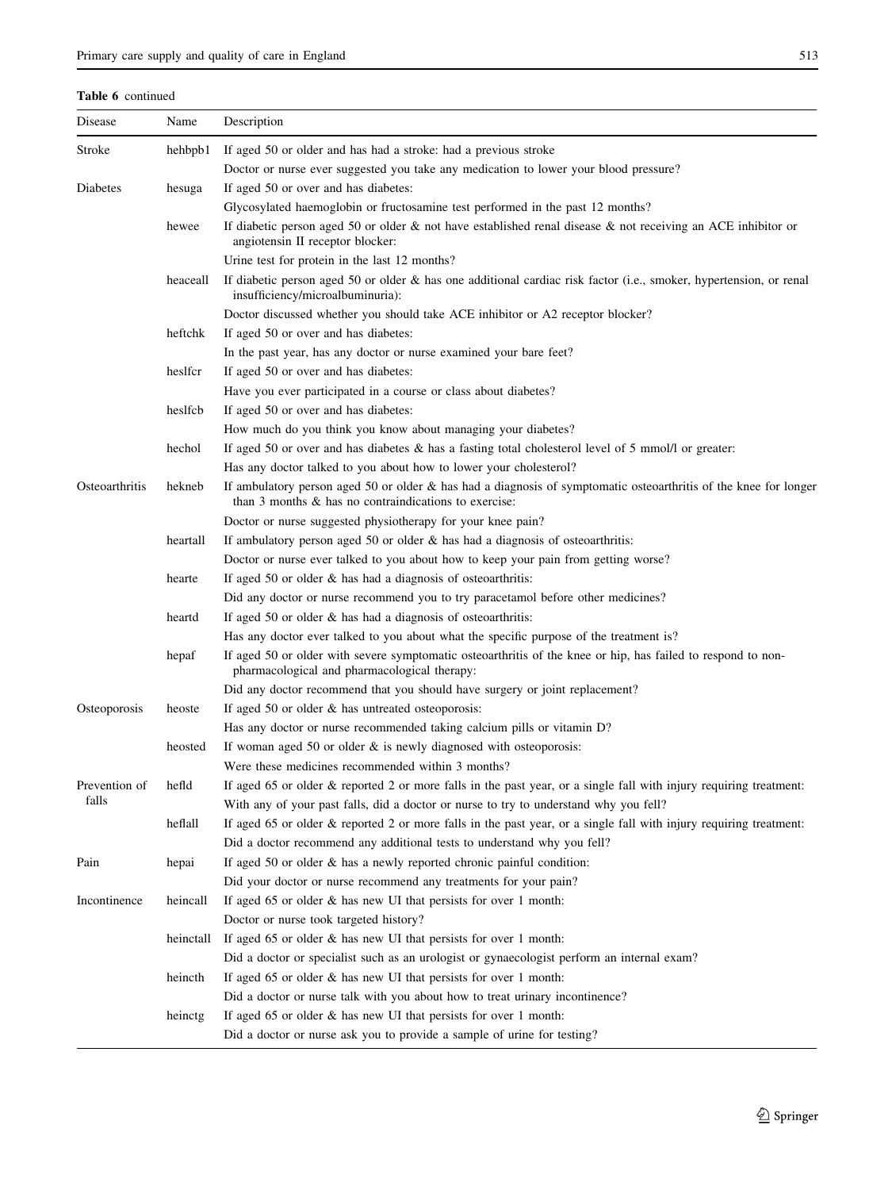**Table 6** continued

| Disease | Name | Description |
|---|---|---|
| Stroke | hehbpb1 | If aged 50 or older and has had a stroke: had a previous stroke |
| | | Doctor or nurse ever suggested you take any medication to lower your blood pressure? |
| Diabetes | hesuga | If aged 50 or over and has diabetes: |
| | | Glycosylated haemoglobin or fructosamine test performed in the past 12 months? |
| | hewee | If diabetic person aged 50 or older & not have established renal disease & not receiving an ACE inhibitor or angiotensin II receptor blocker: |
| | | Urine test for protein in the last 12 months? |
| | heaceall | If diabetic person aged 50 or older & has one additional cardiac risk factor (i.e., smoker, hypertension, or renal insufficiency/microalbuminuria): |
| | | Doctor discussed whether you should take ACE inhibitor or A2 receptor blocker? |
| | heftchk | If aged 50 or over and has diabetes: |
| | | In the past year, has any doctor or nurse examined your bare feet? |
| | heslfcr | If aged 50 or over and has diabetes: |
| | | Have you ever participated in a course or class about diabetes? |
| | heslfcb | If aged 50 or over and has diabetes: |
| | | How much do you think you know about managing your diabetes? |
| | hechol | If aged 50 or over and has diabetes & has a fasting total cholesterol level of 5 mmol/l or greater: |
| | | Has any doctor talked to you about how to lower your cholesterol? |
| Osteoarthritis | hekneb | If ambulatory person aged 50 or older & has had a diagnosis of symptomatic osteoarthritis of the knee for longer than 3 months & has no contraindications to exercise: |
| | | Doctor or nurse suggested physiotherapy for your knee pain? |
| | heartall | If ambulatory person aged 50 or older & has had a diagnosis of osteoarthritis: |
| | | Doctor or nurse ever talked to you about how to keep your pain from getting worse? |
| | hearte | If aged 50 or older & has had a diagnosis of osteoarthritis: |
| | | Did any doctor or nurse recommend you to try paracetamol before other medicines? |
| | heartd | If aged 50 or older & has had a diagnosis of osteoarthritis: |
| | | Has any doctor ever talked to you about what the specific purpose of the treatment is? |
| | hepaf | If aged 50 or older with severe symptomatic osteoarthritis of the knee or hip, has failed to respond to non-pharmacological and pharmacological therapy: |
| | | Did any doctor recommend that you should have surgery or joint replacement? |
| Osteoporosis | heoste | If aged 50 or older & has untreated osteoporosis: |
| | | Has any doctor or nurse recommended taking calcium pills or vitamin D? |
| | heosted | If woman aged 50 or older & is newly diagnosed with osteoporosis: |
| | | Were these medicines recommended within 3 months? |
| Prevention of falls | hefld | If aged 65 or older & reported 2 or more falls in the past year, or a single fall with injury requiring treatment: |
| | | With any of your past falls, did a doctor or nurse to try to understand why you fell? |
| | heflall | If aged 65 or older & reported 2 or more falls in the past year, or a single fall with injury requiring treatment: |
| | | Did a doctor recommend any additional tests to understand why you fell? |
| Pain | hepai | If aged 50 or older & has a newly reported chronic painful condition: |
| | | Did your doctor or nurse recommend any treatments for your pain? |
| Incontinence | heincall | If aged 65 or older & has new UI that persists for over 1 month: |
| | | Doctor or nurse took targeted history? |
| | heinctall | If aged 65 or older & has new UI that persists for over 1 month: |
| | | Did a doctor or specialist such as an urologist or gynaecologist perform an internal exam? |
| | heincth | If aged 65 or older & has new UI that persists for over 1 month: |
| | | Did a doctor or nurse talk with you about how to treat urinary incontinence? |
| | heinctg | If aged 65 or older & has new UI that persists for over 1 month: |
| | | Did a doctor or nurse ask you to provide a sample of urine for testing? |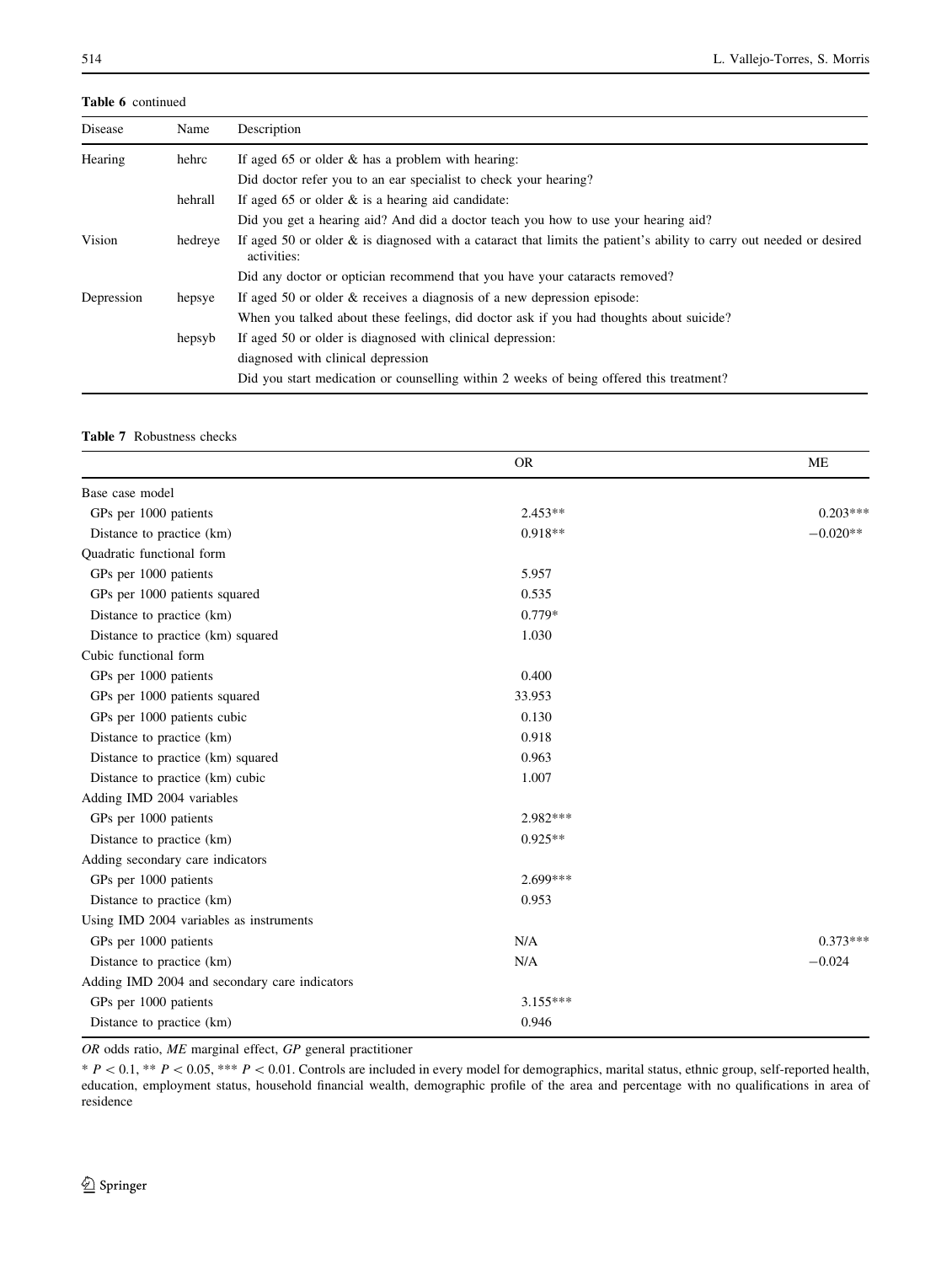**Table 6** continued

| Disease | Name | Description |
|---|---|---|
| Hearing | hehrc | If aged 65 or older & has a problem with hearing: |
| | | Did doctor refer you to an ear specialist to check your hearing? |
| | hehrall | If aged 65 or older & is a hearing aid candidate: |
| | | Did you get a hearing aid? And did a doctor teach you how to use your hearing aid? |
| Vision | hedreye | If aged 50 or older & is diagnosed with a cataract that limits the patient's ability to carry out needed or desired activities: |
| | | Did any doctor or optician recommend that you have your cataracts removed? |
| Depression | hepsye | If aged 50 or older & receives a diagnosis of a new depression episode: |
| | | When you talked about these feelings, did doctor ask if you had thoughts about suicide? |
| | hepsyb | If aged 50 or older is diagnosed with clinical depression: |
| | | diagnosed with clinical depression |
| | | Did you start medication or counselling within 2 weeks of being offered this treatment? |

**Table 7** Robustness checks

| | OR | ME |
|---|---|---|
| Base case model | | |
| GPs per 1000 patients | 2.453** | 0.203*** |
| Distance to practice (km) | 0.918** | −0.020** |
| Quadratic functional form | | |
| GPs per 1000 patients | 5.957 | |
| GPs per 1000 patients squared | 0.535 | |
| Distance to practice (km) | 0.779* | |
| Distance to practice (km) squared | 1.030 | |
| Cubic functional form | | |
| GPs per 1000 patients | 0.400 | |
| GPs per 1000 patients squared | 33.953 | |
| GPs per 1000 patients cubic | 0.130 | |
| Distance to practice (km) | 0.918 | |
| Distance to practice (km) squared | 0.963 | |
| Distance to practice (km) cubic | 1.007 | |
| Adding IMD 2004 variables | | |
| GPs per 1000 patients | 2.982*** | |
| Distance to practice (km) | 0.925** | |
| Adding secondary care indicators | | |
| GPs per 1000 patients | 2.699*** | |
| Distance to practice (km) | 0.953 | |
| Using IMD 2004 variables as instruments | | |
| GPs per 1000 patients | N/A | 0.373*** |
| Distance to practice (km) | N/A | −0.024 |
| Adding IMD 2004 and secondary care indicators | | |
| GPs per 1000 patients | 3.155*** | |
| Distance to practice (km) | 0.946 | |

*OR* odds ratio, *ME* marginal effect, *GP* general practitioner

* $P < 0.1$, ** $P < 0.05$, *** $P < 0.01$. Controls are included in every model for demographics, marital status, ethnic group, self-reported health, education, employment status, household financial wealth, demographic profile of the area and percentage with no qualifications in area of residence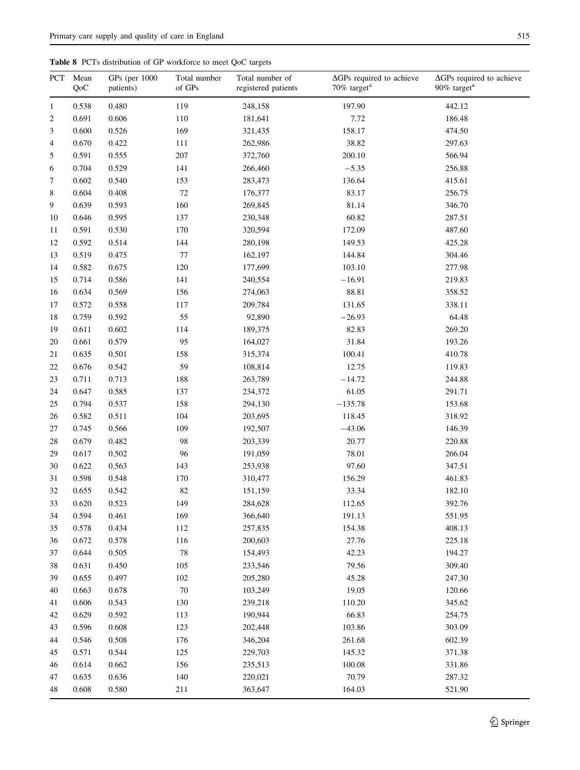**Table 8** PCTs distribution of GP workforce to meet QoC targets

| PCT | Mean QoC | GPs (per 1000 patients) | Total number of GPs | Total number of registered patients | ΔGPs required to achieve 70% target[a] | ΔGPs required to achieve 90% target[a] |
|---|---|---|---|---|---|---|
| 1 | 0.538 | 0.480 | 119 | 248,158 | 197.90 | 442.12 |
| 2 | 0.691 | 0.606 | 110 | 181,641 | 7.72 | 186.48 |
| 3 | 0.600 | 0.526 | 169 | 321,435 | 158.17 | 474.50 |
| 4 | 0.670 | 0.422 | 111 | 262,986 | 38.82 | 297.63 |
| 5 | 0.591 | 0.555 | 207 | 372,760 | 200.10 | 566.94 |
| 6 | 0.704 | 0.529 | 141 | 266,460 | −5.35 | 256.88 |
| 7 | 0.602 | 0.540 | 153 | 283,473 | 136.64 | 415.61 |
| 8 | 0.604 | 0.408 | 72 | 176,377 | 83.17 | 256.75 |
| 9 | 0.639 | 0.593 | 160 | 269,845 | 81.14 | 346.70 |
| 10 | 0.646 | 0.595 | 137 | 230,348 | 60.82 | 287.51 |
| 11 | 0.591 | 0.530 | 170 | 320,594 | 172.09 | 487.60 |
| 12 | 0.592 | 0.514 | 144 | 280,198 | 149.53 | 425.28 |
| 13 | 0.519 | 0.475 | 77 | 162,197 | 144.84 | 304.46 |
| 14 | 0.582 | 0.675 | 120 | 177,699 | 103.10 | 277.98 |
| 15 | 0.714 | 0.586 | 141 | 240,554 | −16.91 | 219.83 |
| 16 | 0.634 | 0.569 | 156 | 274,063 | 88.81 | 358.52 |
| 17 | 0.572 | 0.558 | 117 | 209,784 | 131.65 | 338.11 |
| 18 | 0.759 | 0.592 | 55 | 92,890 | −26.93 | 64.48 |
| 19 | 0.611 | 0.602 | 114 | 189,375 | 82.83 | 269.20 |
| 20 | 0.661 | 0.579 | 95 | 164,027 | 31.84 | 193.26 |
| 21 | 0.635 | 0.501 | 158 | 315,374 | 100.41 | 410.78 |
| 22 | 0.676 | 0.542 | 59 | 108,814 | 12.75 | 119.83 |
| 23 | 0.711 | 0.713 | 188 | 263,789 | −14.72 | 244.88 |
| 24 | 0.647 | 0.585 | 137 | 234,372 | 61.05 | 291.71 |
| 25 | 0.794 | 0.537 | 158 | 294,130 | −135.78 | 153.68 |
| 26 | 0.582 | 0.511 | 104 | 203,695 | 118.45 | 318.92 |
| 27 | 0.745 | 0.566 | 109 | 192,507 | −43.06 | 146.39 |
| 28 | 0.679 | 0.482 | 98 | 203,339 | 20.77 | 220.88 |
| 29 | 0.617 | 0.502 | 96 | 191,059 | 78.01 | 266.04 |
| 30 | 0.622 | 0.563 | 143 | 253,938 | 97.60 | 347.51 |
| 31 | 0.598 | 0.548 | 170 | 310,477 | 156.29 | 461.83 |
| 32 | 0.655 | 0.542 | 82 | 151,159 | 33.34 | 182.10 |
| 33 | 0.620 | 0.523 | 149 | 284,628 | 112.65 | 392.76 |
| 34 | 0.594 | 0.461 | 169 | 366,640 | 191.13 | 551.95 |
| 35 | 0.578 | 0.434 | 112 | 257,835 | 154.38 | 408.13 |
| 36 | 0.672 | 0.578 | 116 | 200,603 | 27.76 | 225.18 |
| 37 | 0.644 | 0.505 | 78 | 154,493 | 42.23 | 194.27 |
| 38 | 0.631 | 0.450 | 105 | 233,546 | 79.56 | 309.40 |
| 39 | 0.655 | 0.497 | 102 | 205,280 | 45.28 | 247.30 |
| 40 | 0.663 | 0.678 | 70 | 103,249 | 19.05 | 120.66 |
| 41 | 0.606 | 0.543 | 130 | 239,218 | 110.20 | 345.62 |
| 42 | 0.629 | 0.592 | 113 | 190,944 | 66.83 | 254.75 |
| 43 | 0.596 | 0.608 | 123 | 202,448 | 103.86 | 303.09 |
| 44 | 0.546 | 0.508 | 176 | 346,204 | 261.68 | 602.39 |
| 45 | 0.571 | 0.544 | 125 | 229,703 | 145.32 | 371.38 |
| 46 | 0.614 | 0.662 | 156 | 235,513 | 100.08 | 331.86 |
| 47 | 0.635 | 0.636 | 140 | 220,021 | 70.79 | 287.32 |
| 48 | 0.608 | 0.580 | 211 | 363,647 | 164.03 | 521.90 |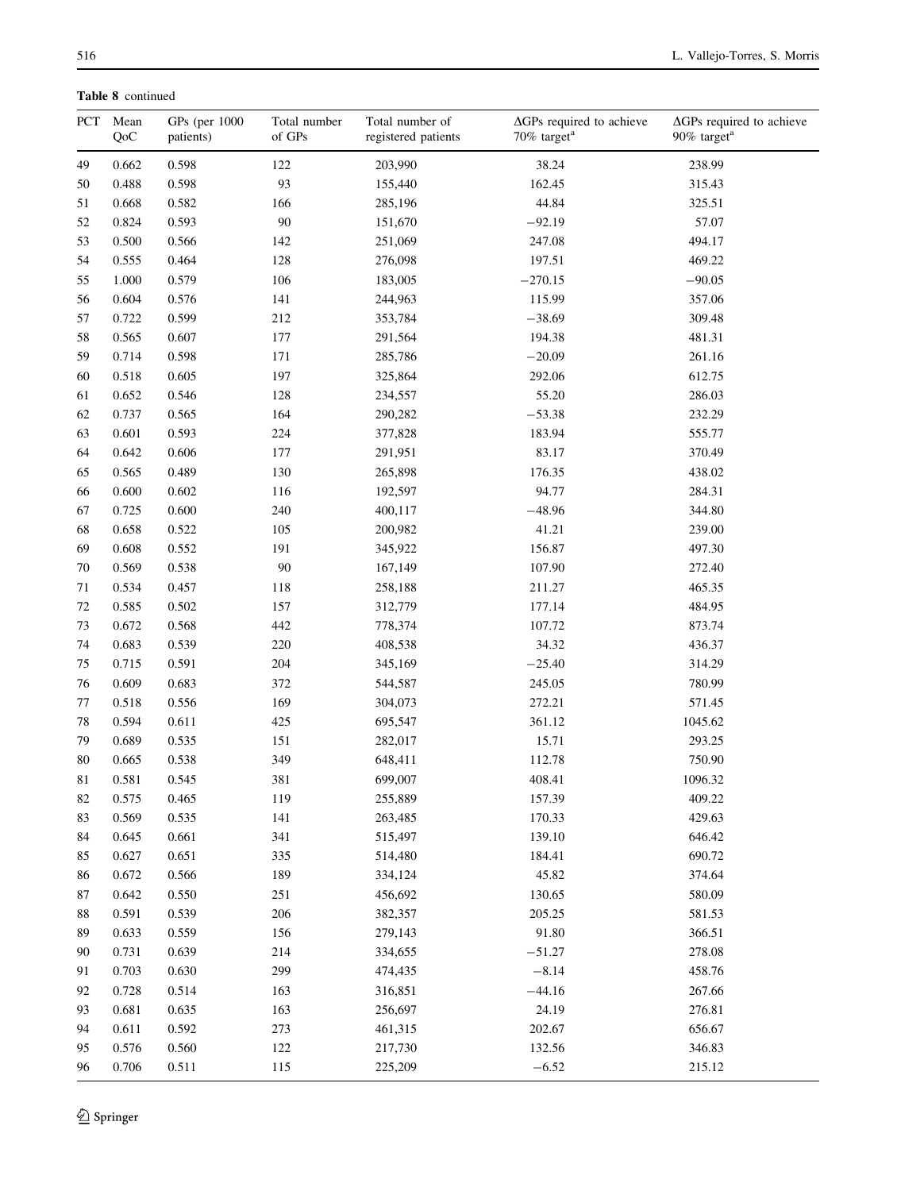**Table 8** continued

| PCT | Mean QoC | GPs (per 1000 patients) | Total number of GPs | Total number of registered patients | ΔGPs required to achieve 70% target[a] | ΔGPs required to achieve 90% target[a] |
|---|---|---|---|---|---|---|
| 49 | 0.662 | 0.598 | 122 | 203,990 | 38.24 | 238.99 |
| 50 | 0.488 | 0.598 | 93 | 155,440 | 162.45 | 315.43 |
| 51 | 0.668 | 0.582 | 166 | 285,196 | 44.84 | 325.51 |
| 52 | 0.824 | 0.593 | 90 | 151,670 | −92.19 | 57.07 |
| 53 | 0.500 | 0.566 | 142 | 251,069 | 247.08 | 494.17 |
| 54 | 0.555 | 0.464 | 128 | 276,098 | 197.51 | 469.22 |
| 55 | 1.000 | 0.579 | 106 | 183,005 | −270.15 | −90.05 |
| 56 | 0.604 | 0.576 | 141 | 244,963 | 115.99 | 357.06 |
| 57 | 0.722 | 0.599 | 212 | 353,784 | −38.69 | 309.48 |
| 58 | 0.565 | 0.607 | 177 | 291,564 | 194.38 | 481.31 |
| 59 | 0.714 | 0.598 | 171 | 285,786 | −20.09 | 261.16 |
| 60 | 0.518 | 0.605 | 197 | 325,864 | 292.06 | 612.75 |
| 61 | 0.652 | 0.546 | 128 | 234,557 | 55.20 | 286.03 |
| 62 | 0.737 | 0.565 | 164 | 290,282 | −53.38 | 232.29 |
| 63 | 0.601 | 0.593 | 224 | 377,828 | 183.94 | 555.77 |
| 64 | 0.642 | 0.606 | 177 | 291,951 | 83.17 | 370.49 |
| 65 | 0.565 | 0.489 | 130 | 265,898 | 176.35 | 438.02 |
| 66 | 0.600 | 0.602 | 116 | 192,597 | 94.77 | 284.31 |
| 67 | 0.725 | 0.600 | 240 | 400,117 | −48.96 | 344.80 |
| 68 | 0.658 | 0.522 | 105 | 200,982 | 41.21 | 239.00 |
| 69 | 0.608 | 0.552 | 191 | 345,922 | 156.87 | 497.30 |
| 70 | 0.569 | 0.538 | 90 | 167,149 | 107.90 | 272.40 |
| 71 | 0.534 | 0.457 | 118 | 258,188 | 211.27 | 465.35 |
| 72 | 0.585 | 0.502 | 157 | 312,779 | 177.14 | 484.95 |
| 73 | 0.672 | 0.568 | 442 | 778,374 | 107.72 | 873.74 |
| 74 | 0.683 | 0.539 | 220 | 408,538 | 34.32 | 436.37 |
| 75 | 0.715 | 0.591 | 204 | 345,169 | −25.40 | 314.29 |
| 76 | 0.609 | 0.683 | 372 | 544,587 | 245.05 | 780.99 |
| 77 | 0.518 | 0.556 | 169 | 304,073 | 272.21 | 571.45 |
| 78 | 0.594 | 0.611 | 425 | 695,547 | 361.12 | 1045.62 |
| 79 | 0.689 | 0.535 | 151 | 282,017 | 15.71 | 293.25 |
| 80 | 0.665 | 0.538 | 349 | 648,411 | 112.78 | 750.90 |
| 81 | 0.581 | 0.545 | 381 | 699,007 | 408.41 | 1096.32 |
| 82 | 0.575 | 0.465 | 119 | 255,889 | 157.39 | 409.22 |
| 83 | 0.569 | 0.535 | 141 | 263,485 | 170.33 | 429.63 |
| 84 | 0.645 | 0.661 | 341 | 515,497 | 139.10 | 646.42 |
| 85 | 0.627 | 0.651 | 335 | 514,480 | 184.41 | 690.72 |
| 86 | 0.672 | 0.566 | 189 | 334,124 | 45.82 | 374.64 |
| 87 | 0.642 | 0.550 | 251 | 456,692 | 130.65 | 580.09 |
| 88 | 0.591 | 0.539 | 206 | 382,357 | 205.25 | 581.53 |
| 89 | 0.633 | 0.559 | 156 | 279,143 | 91.80 | 366.51 |
| 90 | 0.731 | 0.639 | 214 | 334,655 | −51.27 | 278.08 |
| 91 | 0.703 | 0.630 | 299 | 474,435 | −8.14 | 458.76 |
| 92 | 0.728 | 0.514 | 163 | 316,851 | −44.16 | 267.66 |
| 93 | 0.681 | 0.635 | 163 | 256,697 | 24.19 | 276.81 |
| 94 | 0.611 | 0.592 | 273 | 461,315 | 202.67 | 656.67 |
| 95 | 0.576 | 0.560 | 122 | 217,730 | 132.56 | 346.83 |
| 96 | 0.706 | 0.511 | 115 | 225,209 | −6.52 | 215.12 |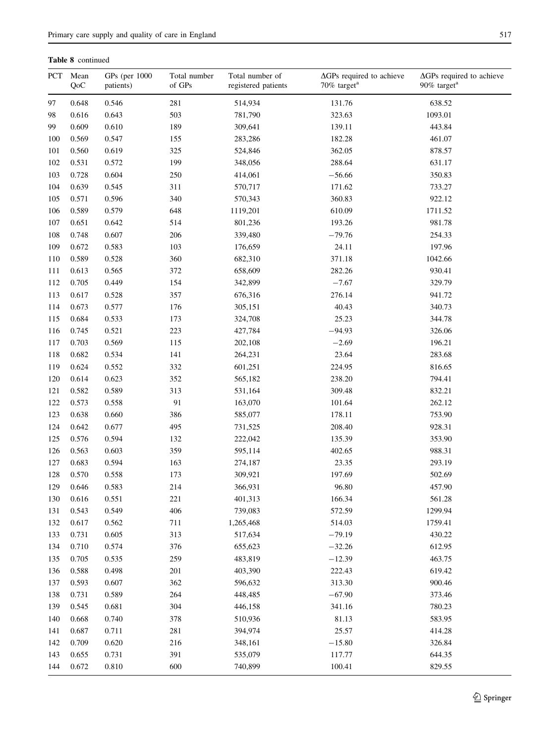**Table 8** continued

| PCT | Mean QoC | GPs (per 1000 patients) | Total number of GPs | Total number of registered patients | ΔGPs required to achieve 70% target[a] | ΔGPs required to achieve 90% target[a] |
|---|---|---|---|---|---|---|
| 97 | 0.648 | 0.546 | 281 | 514,934 | 131.76 | 638.52 |
| 98 | 0.616 | 0.643 | 503 | 781,790 | 323.63 | 1093.01 |
| 99 | 0.609 | 0.610 | 189 | 309,641 | 139.11 | 443.84 |
| 100 | 0.569 | 0.547 | 155 | 283,286 | 182.28 | 461.07 |
| 101 | 0.560 | 0.619 | 325 | 524,846 | 362.05 | 878.57 |
| 102 | 0.531 | 0.572 | 199 | 348,056 | 288.64 | 631.17 |
| 103 | 0.728 | 0.604 | 250 | 414,061 | −56.66 | 350.83 |
| 104 | 0.639 | 0.545 | 311 | 570,717 | 171.62 | 733.27 |
| 105 | 0.571 | 0.596 | 340 | 570,343 | 360.83 | 922.12 |
| 106 | 0.589 | 0.579 | 648 | 1119,201 | 610.09 | 1711.52 |
| 107 | 0.651 | 0.642 | 514 | 801,236 | 193.26 | 981.78 |
| 108 | 0.748 | 0.607 | 206 | 339,480 | −79.76 | 254.33 |
| 109 | 0.672 | 0.583 | 103 | 176,659 | 24.11 | 197.96 |
| 110 | 0.589 | 0.528 | 360 | 682,310 | 371.18 | 1042.66 |
| 111 | 0.613 | 0.565 | 372 | 658,609 | 282.26 | 930.41 |
| 112 | 0.705 | 0.449 | 154 | 342,899 | −7.67 | 329.79 |
| 113 | 0.617 | 0.528 | 357 | 676,316 | 276.14 | 941.72 |
| 114 | 0.673 | 0.577 | 176 | 305,151 | 40.43 | 340.73 |
| 115 | 0.684 | 0.533 | 173 | 324,708 | 25.23 | 344.78 |
| 116 | 0.745 | 0.521 | 223 | 427,784 | −94.93 | 326.06 |
| 117 | 0.703 | 0.569 | 115 | 202,108 | −2.69 | 196.21 |
| 118 | 0.682 | 0.534 | 141 | 264,231 | 23.64 | 283.68 |
| 119 | 0.624 | 0.552 | 332 | 601,251 | 224.95 | 816.65 |
| 120 | 0.614 | 0.623 | 352 | 565,182 | 238.20 | 794.41 |
| 121 | 0.582 | 0.589 | 313 | 531,164 | 309.48 | 832.21 |
| 122 | 0.573 | 0.558 | 91 | 163,070 | 101.64 | 262.12 |
| 123 | 0.638 | 0.660 | 386 | 585,077 | 178.11 | 753.90 |
| 124 | 0.642 | 0.677 | 495 | 731,525 | 208.40 | 928.31 |
| 125 | 0.576 | 0.594 | 132 | 222,042 | 135.39 | 353.90 |
| 126 | 0.563 | 0.603 | 359 | 595,114 | 402.65 | 988.31 |
| 127 | 0.683 | 0.594 | 163 | 274,187 | 23.35 | 293.19 |
| 128 | 0.570 | 0.558 | 173 | 309,921 | 197.69 | 502.69 |
| 129 | 0.646 | 0.583 | 214 | 366,931 | 96.80 | 457.90 |
| 130 | 0.616 | 0.551 | 221 | 401,313 | 166.34 | 561.28 |
| 131 | 0.543 | 0.549 | 406 | 739,083 | 572.59 | 1299.94 |
| 132 | 0.617 | 0.562 | 711 | 1,265,468 | 514.03 | 1759.41 |
| 133 | 0.731 | 0.605 | 313 | 517,634 | −79.19 | 430.22 |
| 134 | 0.710 | 0.574 | 376 | 655,623 | −32.26 | 612.95 |
| 135 | 0.705 | 0.535 | 259 | 483,819 | −12.39 | 463.75 |
| 136 | 0.588 | 0.498 | 201 | 403,390 | 222.43 | 619.42 |
| 137 | 0.593 | 0.607 | 362 | 596,632 | 313.30 | 900.46 |
| 138 | 0.731 | 0.589 | 264 | 448,485 | −67.90 | 373.46 |
| 139 | 0.545 | 0.681 | 304 | 446,158 | 341.16 | 780.23 |
| 140 | 0.668 | 0.740 | 378 | 510,936 | 81.13 | 583.95 |
| 141 | 0.687 | 0.711 | 281 | 394,974 | 25.57 | 414.28 |
| 142 | 0.709 | 0.620 | 216 | 348,161 | −15.80 | 326.84 |
| 143 | 0.655 | 0.731 | 391 | 535,079 | 117.77 | 644.35 |
| 144 | 0.672 | 0.810 | 600 | 740,899 | 100.41 | 829.55 |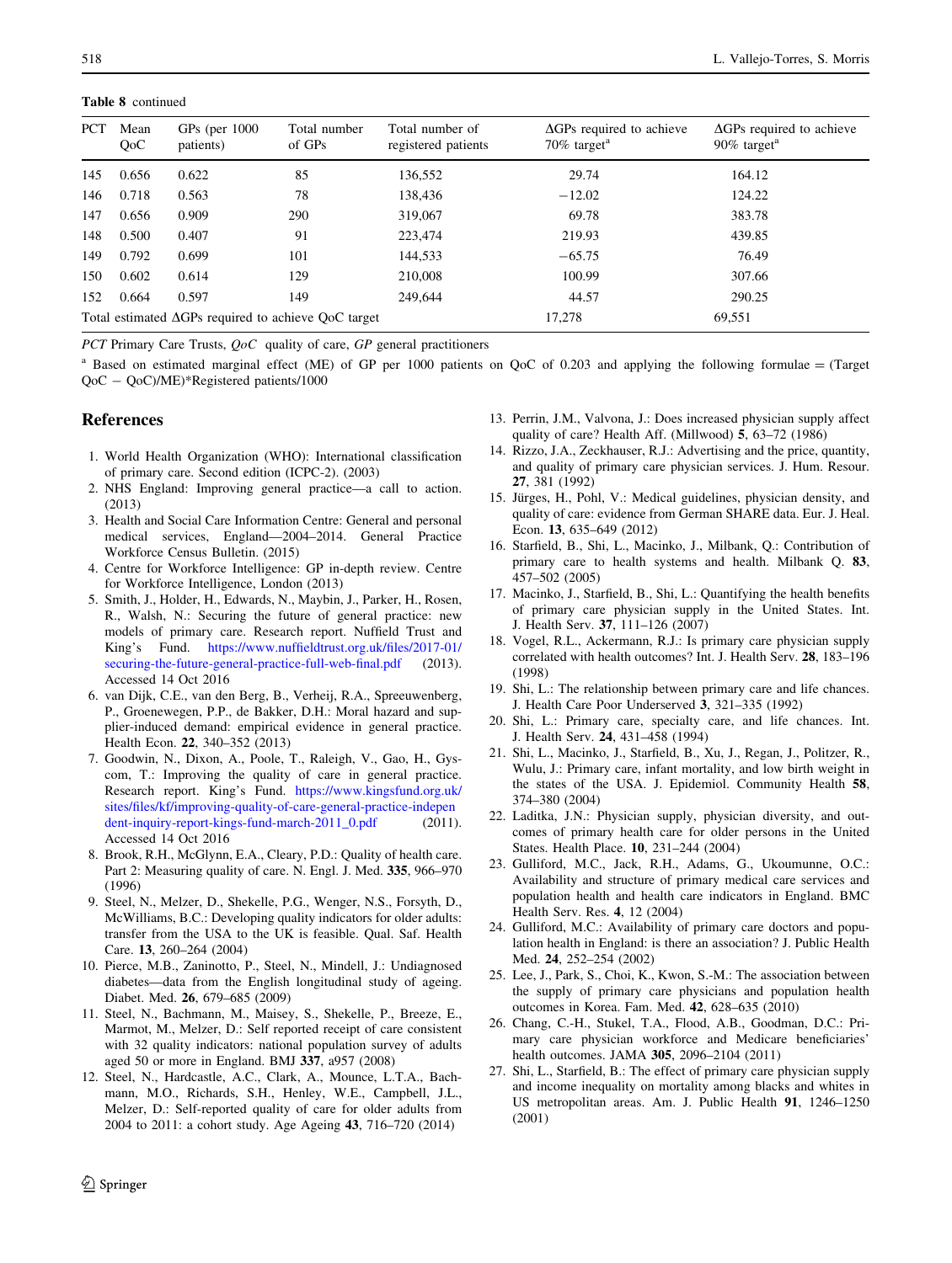**Table 8** continued

| PCT | Mean QoC | GPs (per 1000 patients) | Total number of GPs | Total number of registered patients | ΔGPs required to achieve 70% target[a] | ΔGPs required to achieve 90% target[a] |
|---|---|---|---|---|---|---|
| 145 | 0.656 | 0.622 | 85 | 136,552 | 29.74 | 164.12 |
| 146 | 0.718 | 0.563 | 78 | 138,436 | −12.02 | 124.22 |
| 147 | 0.656 | 0.909 | 290 | 319,067 | 69.78 | 383.78 |
| 148 | 0.500 | 0.407 | 91 | 223,474 | 219.93 | 439.85 |
| 149 | 0.792 | 0.699 | 101 | 144,533 | −65.75 | 76.49 |
| 150 | 0.602 | 0.614 | 129 | 210,008 | 100.99 | 307.66 |
| 152 | 0.664 | 0.597 | 149 | 249,644 | 44.57 | 290.25 |
| Total estimated ΔGPs required to achieve QoC target | | | | | 17,278 | 69,551 |

*PCT* Primary Care Trusts, *QoC* quality of care, *GP* general practitioners

[a] Based on estimated marginal effect (ME) of GP per 1000 patients on QoC of 0.203 and applying the following formulae = (Target QoC − QoC)/ME)*Registered patients/1000

## References

1. World Health Organization (WHO): International classification of primary care. Second edition (ICPC-2). (2003)
2. NHS England: Improving general practice—a call to action. (2013)
3. Health and Social Care Information Centre: General and personal medical services, England—2004–2014. General Practice Workforce Census Bulletin. (2015)
4. Centre for Workforce Intelligence: GP in-depth review. Centre for Workforce Intelligence, London (2013)
5. Smith, J., Holder, H., Edwards, N., Maybin, J., Parker, H., Rosen, R., Walsh, N.: Securing the future of general practice: new models of primary care. Research report. Nuffield Trust and King's Fund. https://www.nuffieldtrust.org.uk/files/2017-01/securing-the-future-general-practice-full-web-final.pdf (2013). Accessed 14 Oct 2016
6. van Dijk, C.E., van den Berg, B., Verheij, R.A., Spreeuwenberg, P., Groenewegen, P.P., de Bakker, D.H.: Moral hazard and supplier-induced demand: empirical evidence in general practice. Health Econ. **22**, 340–352 (2013)
7. Goodwin, N., Dixon, A., Poole, T., Raleigh, V., Gao, H., Gyscom, T.: Improving the quality of care in general practice. Research report. King's Fund. https://www.kingsfund.org.uk/sites/files/kf/improving-quality-of-care-general-practice-independent-inquiry-report-kings-fund-march-2011_0.pdf (2011). Accessed 14 Oct 2016
8. Brook, R.H., McGlynn, E.A., Cleary, P.D.: Quality of health care. Part 2: Measuring quality of care. N. Engl. J. Med. **335**, 966–970 (1996)
9. Steel, N., Melzer, D., Shekelle, P.G., Wenger, N.S., Forsyth, D., McWilliams, B.C.: Developing quality indicators for older adults: transfer from the USA to the UK is feasible. Qual. Saf. Health Care. **13**, 260–264 (2004)
10. Pierce, M.B., Zaninotto, P., Steel, N., Mindell, J.: Undiagnosed diabetes—data from the English longitudinal study of ageing. Diabet. Med. **26**, 679–685 (2009)
11. Steel, N., Bachmann, M., Maisey, S., Shekelle, P., Breeze, E., Marmot, M., Melzer, D.: Self reported receipt of care consistent with 32 quality indicators: national population survey of adults aged 50 or more in England. BMJ **337**, a957 (2008)
12. Steel, N., Hardcastle, A.C., Clark, A., Mounce, L.T.A., Bachmann, M.O., Richards, S.H., Henley, W.E., Campbell, J.L., Melzer, D.: Self-reported quality of care for older adults from 2004 to 2011: a cohort study. Age Ageing **43**, 716–720 (2014)
13. Perrin, J.M., Valvona, J.: Does increased physician supply affect quality of care? Health Aff. (Millwood) **5**, 63–72 (1986)
14. Rizzo, J.A., Zeckhauser, R.J.: Advertising and the price, quantity, and quality of primary care physician services. J. Hum. Resour. **27**, 381 (1992)
15. Jürges, H., Pohl, V.: Medical guidelines, physician density, and quality of care: evidence from German SHARE data. Eur. J. Heal. Econ. **13**, 635–649 (2012)
16. Starfield, B., Shi, L., Macinko, J., Milbank, Q.: Contribution of primary care to health systems and health. Milbank Q. **83**, 457–502 (2005)
17. Macinko, J., Starfield, B., Shi, L.: Quantifying the health benefits of primary care physician supply in the United States. Int. J. Health Serv. **37**, 111–126 (2007)
18. Vogel, R.L., Ackermann, R.J.: Is primary care physician supply correlated with health outcomes? Int. J. Health Serv. **28**, 183–196 (1998)
19. Shi, L.: The relationship between primary care and life chances. J. Health Care Poor Underserved **3**, 321–335 (1992)
20. Shi, L.: Primary care, specialty care, and life chances. Int. J. Health Serv. **24**, 431–458 (1994)
21. Shi, L., Macinko, J., Starfield, B., Xu, J., Regan, J., Politzer, R., Wulu, J.: Primary care, infant mortality, and low birth weight in the states of the USA. J. Epidemiol. Community Health **58**, 374–380 (2004)
22. Laditka, J.N.: Physician supply, physician diversity, and outcomes of primary health care for older persons in the United States. Health Place. **10**, 231–244 (2004)
23. Gulliford, M.C., Jack, R.H., Adams, G., Ukoumunne, O.C.: Availability and structure of primary medical care services and population health and health care indicators in England. BMC Health Serv. Res. **4**, 12 (2004)
24. Gulliford, M.C.: Availability of primary care doctors and population health in England: is there an association? J. Public Health Med. **24**, 252–254 (2002)
25. Lee, J., Park, S., Choi, K., Kwon, S.-M.: The association between the supply of primary care physicians and population health outcomes in Korea. Fam. Med. **42**, 628–635 (2010)
26. Chang, C.-H., Stukel, T.A., Flood, A.B., Goodman, D.C.: Primary care physician workforce and Medicare beneficiaries' health outcomes. JAMA **305**, 2096–2104 (2011)
27. Shi, L., Starfield, B.: The effect of primary care physician supply and income inequality on mortality among blacks and whites in US metropolitan areas. Am. J. Public Health **91**, 1246–1250 (2001)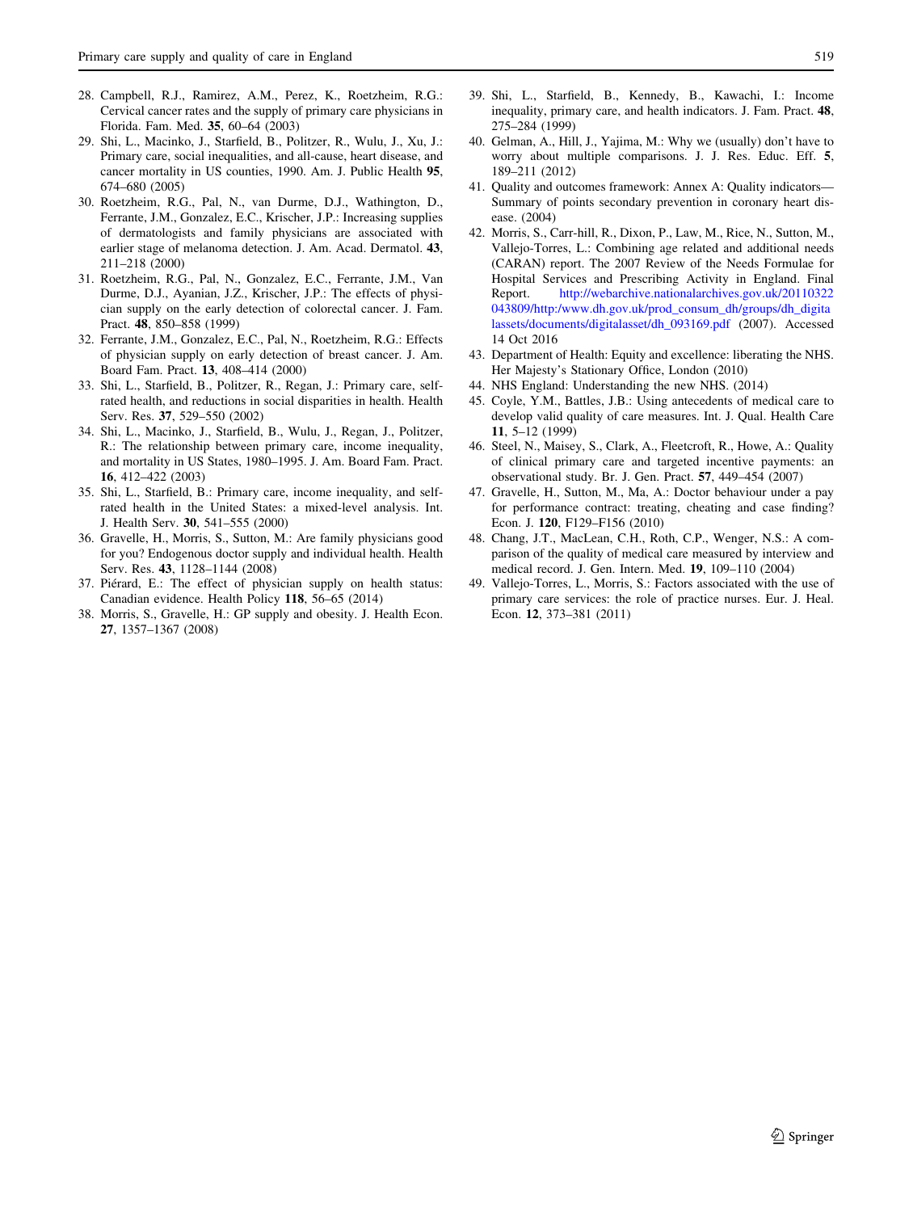28. Campbell, R.J., Ramirez, A.M., Perez, K., Roetzheim, R.G.: Cervical cancer rates and the supply of primary care physicians in Florida. Fam. Med. **35**, 60–64 (2003)
29. Shi, L., Macinko, J., Starfield, B., Politzer, R., Wulu, J., Xu, J.: Primary care, social inequalities, and all-cause, heart disease, and cancer mortality in US counties, 1990. Am. J. Public Health **95**, 674–680 (2005)
30. Roetzheim, R.G., Pal, N., van Durme, D.J., Wathington, D., Ferrante, J.M., Gonzalez, E.C., Krischer, J.P.: Increasing supplies of dermatologists and family physicians are associated with earlier stage of melanoma detection. J. Am. Acad. Dermatol. **43**, 211–218 (2000)
31. Roetzheim, R.G., Pal, N., Gonzalez, E.C., Ferrante, J.M., Van Durme, D.J., Ayanian, J.Z., Krischer, J.P.: The effects of physician supply on the early detection of colorectal cancer. J. Fam. Pract. **48**, 850–858 (1999)
32. Ferrante, J.M., Gonzalez, E.C., Pal, N., Roetzheim, R.G.: Effects of physician supply on early detection of breast cancer. J. Am. Board Fam. Pract. **13**, 408–414 (2000)
33. Shi, L., Starfield, B., Politzer, R., Regan, J.: Primary care, self-rated health, and reductions in social disparities in health. Health Serv. Res. **37**, 529–550 (2002)
34. Shi, L., Macinko, J., Starfield, B., Wulu, J., Regan, J., Politzer, R.: The relationship between primary care, income inequality, and mortality in US States, 1980–1995. J. Am. Board Fam. Pract. **16**, 412–422 (2003)
35. Shi, L., Starfield, B.: Primary care, income inequality, and self-rated health in the United States: a mixed-level analysis. Int. J. Health Serv. **30**, 541–555 (2000)
36. Gravelle, H., Morris, S., Sutton, M.: Are family physicians good for you? Endogenous doctor supply and individual health. Health Serv. Res. **43**, 1128–1144 (2008)
37. Piérard, E.: The effect of physician supply on health status: Canadian evidence. Health Policy **118**, 56–65 (2014)
38. Morris, S., Gravelle, H.: GP supply and obesity. J. Health Econ. **27**, 1357–1367 (2008)
39. Shi, L., Starfield, B., Kennedy, B., Kawachi, I.: Income inequality, primary care, and health indicators. J. Fam. Pract. **48**, 275–284 (1999)
40. Gelman, A., Hill, J., Yajima, M.: Why we (usually) don't have to worry about multiple comparisons. J. J. Res. Educ. Eff. **5**, 189–211 (2012)
41. Quality and outcomes framework: Annex A: Quality indicators—Summary of points secondary prevention in coronary heart disease. (2004)
42. Morris, S., Carr-hill, R., Dixon, P., Law, M., Rice, N., Sutton, M., Vallejo-Torres, L.: Combining age related and additional needs (CARAN) report. The 2007 Review of the Needs Formulae for Hospital Services and Prescribing Activity in England. Final Report. http://webarchive.nationalarchives.gov.uk/20110322043809/http:/www.dh.gov.uk/prod_consum_dh/groups/dh_digitalassets/documents/digitalasset/dh_093169.pdf (2007). Accessed 14 Oct 2016
43. Department of Health: Equity and excellence: liberating the NHS. Her Majesty's Stationary Office, London (2010)
44. NHS England: Understanding the new NHS. (2014)
45. Coyle, Y.M., Battles, J.B.: Using antecedents of medical care to develop valid quality of care measures. Int. J. Qual. Health Care **11**, 5–12 (1999)
46. Steel, N., Maisey, S., Clark, A., Fleetcroft, R., Howe, A.: Quality of clinical primary care and targeted incentive payments: an observational study. Br. J. Gen. Pract. **57**, 449–454 (2007)
47. Gravelle, H., Sutton, M., Ma, A.: Doctor behaviour under a pay for performance contract: treating, cheating and case finding? Econ. J. **120**, F129–F156 (2010)
48. Chang, J.T., MacLean, C.H., Roth, C.P., Wenger, N.S.: A comparison of the quality of medical care measured by interview and medical record. J. Gen. Intern. Med. **19**, 109–110 (2004)
49. Vallejo-Torres, L., Morris, S.: Factors associated with the use of primary care services: the role of practice nurses. Eur. J. Heal. Econ. **12**, 373–381 (2011)